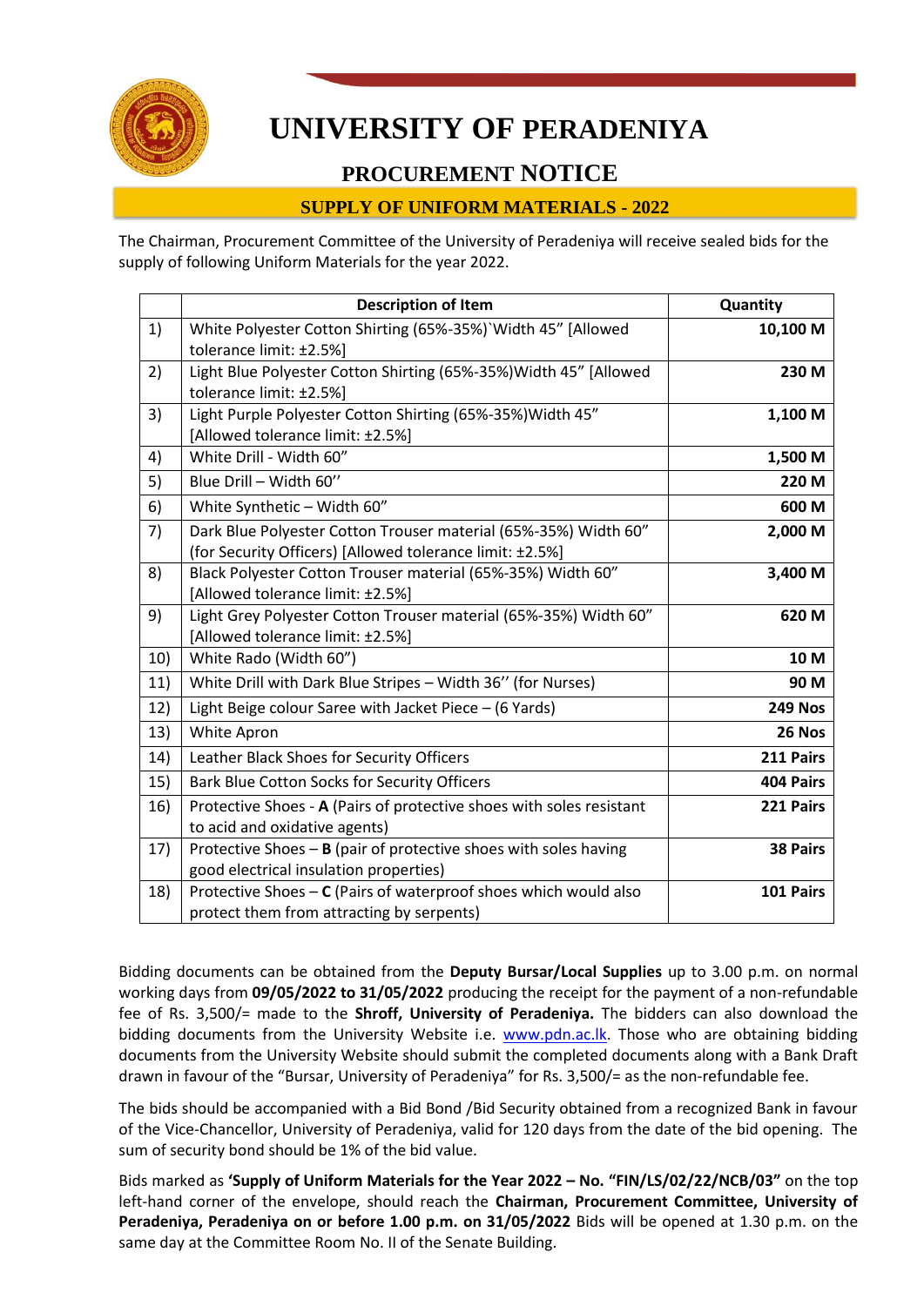# UNIVERSITY OF PERADENIYA

## PROCUREMENT NOTICE

### SUPPLY OF UNIFORM MATERIALS - 2022

The Chairman, Procurement Committee of the University of Peradeniya will receive sealed bids for the supply of following Uniform Materials for the year 2022.

| | Description of Item | Quantity |
|---|---|---|
| 1) | White Polyester Cotton Shirting (65%-35%)`Width 45" [Allowed tolerance limit: ±2.5%] | **10,100 M** |
| 2) | Light Blue Polyester Cotton Shirting (65%-35%)Width 45" [Allowed tolerance limit: ±2.5%] | **230 M** |
| 3) | Light Purple Polyester Cotton Shirting (65%-35%)Width 45" [Allowed tolerance limit: ±2.5%] | **1,100 M** |
| 4) | White Drill - Width 60" | **1,500 M** |
| 5) | Blue Drill – Width 60'' | **220 M** |
| 6) | White Synthetic – Width 60" | **600 M** |
| 7) | Dark Blue Polyester Cotton Trouser material (65%-35%) Width 60" (for Security Officers) [Allowed tolerance limit: ±2.5%] | **2,000 M** |
| 8) | Black Polyester Cotton Trouser material (65%-35%) Width 60" [Allowed tolerance limit: ±2.5%] | **3,400 M** |
| 9) | Light Grey Polyester Cotton Trouser material (65%-35%) Width 60" [Allowed tolerance limit: ±2.5%] | **620 M** |
| 10) | White Rado (Width 60") | **10 M** |
| 11) | White Drill with Dark Blue Stripes – Width 36'' (for Nurses) | **90 M** |
| 12) | Light Beige colour Saree with Jacket Piece – (6 Yards) | **249 Nos** |
| 13) | White Apron | **26 Nos** |
| 14) | Leather Black Shoes for Security Officers | **211 Pairs** |
| 15) | Bark Blue Cotton Socks for Security Officers | **404 Pairs** |
| 16) | Protective Shoes - **A** (Pairs of protective shoes with soles resistant to acid and oxidative agents) | **221 Pairs** |
| 17) | Protective Shoes – **B** (pair of protective shoes with soles having good electrical insulation properties) | **38 Pairs** |
| 18) | Protective Shoes – **C** (Pairs of waterproof shoes which would also protect them from attracting by serpents) | **101 Pairs** |

Bidding documents can be obtained from the **Deputy Bursar/Local Supplies** up to 3.00 p.m. on normal working days from **09/05/2022 to 31/05/2022** producing the receipt for the payment of a non-refundable fee of Rs. 3,500/= made to the **Shroff, University of Peradeniya.** The bidders can also download the bidding documents from the University Website i.e. www.pdn.ac.lk. Those who are obtaining bidding documents from the University Website should submit the completed documents along with a Bank Draft drawn in favour of the "Bursar, University of Peradeniya" for Rs. 3,500/= as the non-refundable fee.

The bids should be accompanied with a Bid Bond /Bid Security obtained from a recognized Bank in favour of the Vice-Chancellor, University of Peradeniya, valid for 120 days from the date of the bid opening. The sum of security bond should be 1% of the bid value.

Bids marked as **'Supply of Uniform Materials for the Year 2022 – No. "FIN/LS/02/22/NCB/03"** on the top left-hand corner of the envelope, should reach the **Chairman, Procurement Committee, University of Peradeniya, Peradeniya on or before 1.00 p.m. on 31/05/2022** Bids will be opened at 1.30 p.m. on the same day at the Committee Room No. II of the Senate Building.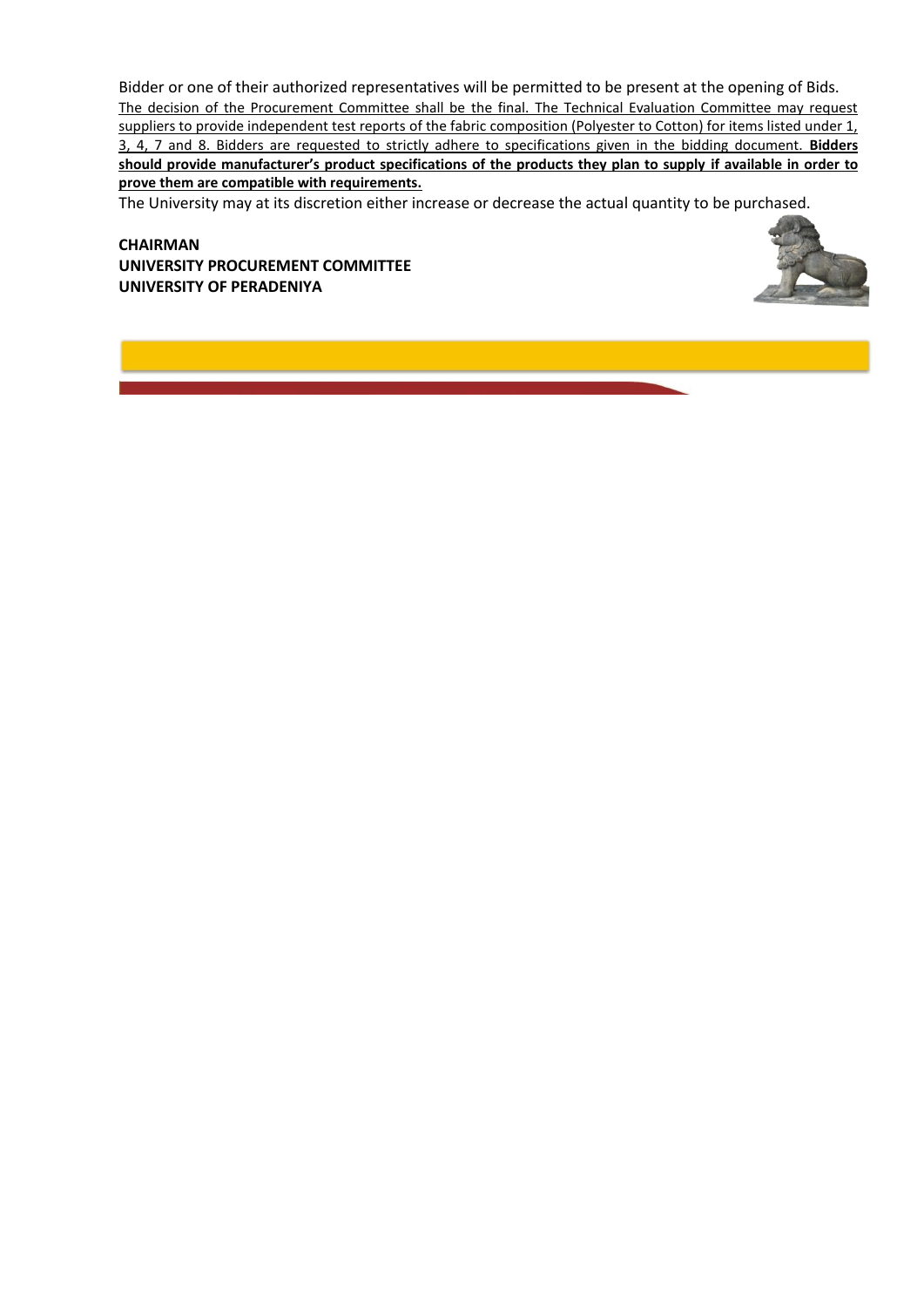Bidder or one of their authorized representatives will be permitted to be present at the opening of Bids.

The decision of the Procurement Committee shall be the final. The Technical Evaluation Committee may request suppliers to provide independent test reports of the fabric composition (Polyester to Cotton) for items listed under 1, 3, 4, 7 and 8. Bidders are requested to strictly adhere to specifications given in the bidding document. **Bidders should provide manufacturer's product specifications of the products they plan to supply if available in order to prove them are compatible with requirements.**

The University may at its discretion either increase or decrease the actual quantity to be purchased.

**CHAIRMAN**
**UNIVERSITY PROCUREMENT COMMITTEE**
**UNIVERSITY OF PERADENIYA**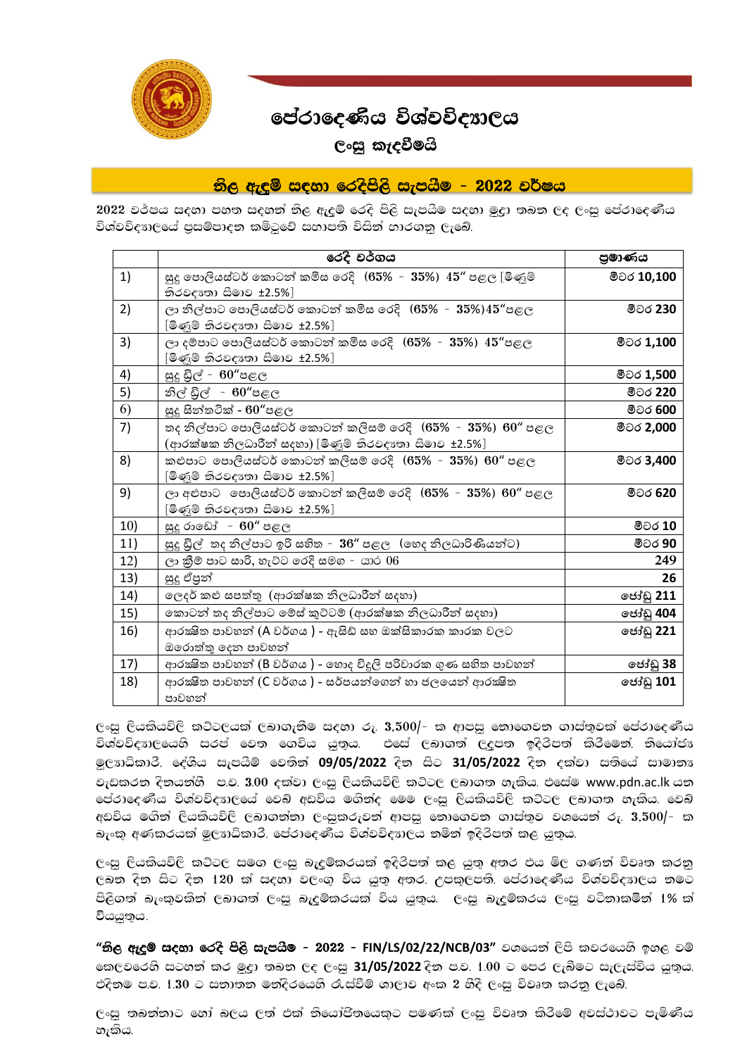# පේරාදෙණිය විශ්වවිද්‍යාලය

## ලංසු කැඳවීමයි

## නිල ඇඳුම් සඳහා රෙදිපිළි සැපයීම - 2022 වර්ෂය

2022 වර්ෂය සඳහා පහත සඳහන් නිල ඇඳුම් රෙදි පිළි සැපයීම සඳහා මුද්‍රා තබන ලද ලංසු පේරාදෙණිය විශ්වවිද්‍යාලයේ ප්‍රසම්පාදන කමිටුවේ සභාපති විසින් භාරගනු ලැබේ.

| | රෙදි වර්ගය | ප්‍රමාණය |
|---|---|---|
| 1) | සුදු පොලියෙස්ටර් කොටන් කමිස රෙදි (65% - 35%) 45" පළල [මිණුම් නිරවද්‍යතා සීමාව ±2.5%] | මීටර 10,100 |
| 2) | ලා නිල්පාට පොලියෙස්ටර් කොටන් කමිස රෙදි (65% - 35%)45"පළල [මිණුම් නිරවද්‍යතා සීමාව ±2.5%] | මීටර 230 |
| 3) | ලා දම්පාට පොලියෙස්ටර් කොටන් කමිස රෙදි (65% - 35%) 45"පළල [මිණුම් නිරවද්‍යතා සීමාව ±2.5%] | මීටර 1,100 |
| 4) | සුදු ඩ්‍රිල් - 60"පළල | මීටර 1,500 |
| 5) | නිල් ඩ්‍රිල් - 60"පළල | මීටර 220 |
| 6) | සුදු සින්තටික් - 60"පළල | මීටර 600 |
| 7) | තද නිල්පාට පොලියෙස්ටර් කොටන් කලිසම් රෙදි (65% - 35%) 60" පළල (ආරක්ෂක නිලධාරීන් සඳහා) [මිණුම් නිරවද්‍යතා සීමාව ±2.5%] | මීටර 2,000 |
| 8) | කළුපාට පොලියෙස්ටර් කොටන් කලිසම් රෙදි (65% - 35%) 60" පළල [මිණුම් නිරවද්‍යතා සීමාව ±2.5%] | මීටර 3,400 |
| 9) | ලා අළුපාට පොලියෙස්ටර් කොටන් කලිසම් රෙදි (65% - 35%) 60" පළල [මිණුම් නිරවද්‍යතා සීමාව ±2.5%] | මීටර 620 |
| 10) | සුදු රාඩෝ - 60" පළල | මීටර 10 |
| 11) | සුදු ඩ්‍රිල් තද නිල්පාට ඉරි සහිත - 36" පළල (හෙද නිලධාරිණියන්ට) | මීටර 90 |
| 12) | ලා ක්‍රීම් පාට සාරි, හැට්ට රෙදි සමග - යාර 06 | 249 |
| 13) | සුදු ඒප්‍රන් | 26 |
| 14) | ලෙදර් කළු සපත්තු (ආරක්ෂක නිලධාරීන් සඳහා) | ජෝඩු 211 |
| 15) | කොටන් තද නිල්පාට මේස් කුට්ටම් (ආරක්ෂක නිලධාරීන් සඳහා) | ජෝඩු 404 |
| 16) | ආරක්ෂිත පාවහන් (A වර්ගය ) - ඇසිඩ් සහ ඔක්සිකාරක කාරක වලට ඔරොත්තු දෙන පාවහන් | ජෝඩු 221 |
| 17) | ආරක්ෂිත පාවහන් (B වර්ගය ) - හොඳ විදුලි පරිවාරක ගුණ සහිත පාවහන් | ජෝඩු 38 |
| 18) | ආරක්ෂිත පාවහන් (C වර්ගය ) - සර්පයන්ගෙන් හා ජලයෙන් ආරක්ෂිත පාවහන් | ජෝඩු 101 |

ලංසු ලියකියවිලි කට්ටලයක් ලබාගැනීම සඳහා රු. 3,500/- ක ආපසු නොගෙවන ගාස්තුවක් පේරාදෙණිය විශ්වවිද්‍යාලයෙහි සරප් වෙත ගෙවිය යුතුය. එසේ ලබාගත් ලදුපත ඉදිරිපත් කිරීමෙන්, නියෝජ්‍ය මූල්‍යාධිකාරි, දේශීය සැපයීම් වෙතින් **09/05/2022** දින සිට **31/05/2022** දින දක්වා සතියේ සාමාන්‍ය වැඩකරන දිනයන්හි ප.ව. 3.00 දක්වා ලංසු ලියකියවිලි කට්ටල ලබාගත හැකිය. එසේම www.pdn.ac.lk යන පේරාදෙණිය විශ්වවිද්‍යාලයේ වෙබ් අඩවිය මඟින්ද මෙම ලංසු ලියකියවිලි කට්ටල ලබාගත හැකිය. වෙබ් අඩවිය මඟින් ලියකියවිලි ලබාගන්නා ලංසුකරුවන් ආපසු නොගෙවන ගාස්තුව වශයෙන් රු. 3,500/- ක බැංකු අණකරයක් මූල්‍යාධිකාරි, පේරාදෙණිය විශ්වවිද්‍යාලය නමින් ඉදිරිපත් කළ යුතුය.

ලංසු ලියකියවිලි කට්ටල සමග ලංසු බැඳුම්කරයක් ඉදිරිපත් කළ යුතු අතර එය මිල ගණන් විවෘත කරනු ලබන දින සිට දින 120 ක් සඳහා වලංගු විය යුතු අතර, උපකුලපති, පේරාදෙණිය විශ්වවිද්‍යාලය නමට පිළිගත් බැංකුවකින් ලබාගත් ලංසු බැඳුම්කරයක් විය යුතුය. ලංසු බැඳුම්කරය ලංසු වටිනාකමින් 1% ක් වියයුතුය.

**"නිල ඇඳුම් සඳහා රෙදි පිළි සැපයීම - 2022 - FIN/LS/02/22/NCB/03"** වශයෙන් ලිපි කවරයෙහි ඉහළ වම් කෙළවරෙහි සටහන් කර මුද්‍රා තබන ලද ලංසු **31/05/2022** දින ප.ව. 1.00 ට පෙර ලැබීමට සැලැස්විය යුතුය. එදිනම ප.ව. 1.30 ට සනාතන මන්දිරයෙහි රැස්වීම් ශාලාව අංක 2 හිදී ලංසු විවෘත කරනු ලැබේ.

ලංසු තබන්නාට හෝ බලය ලත් එක් නියෝජිතයෙකුට පමණක් ලංසු විවෘත කිරීමේ අවස්ථාවට පැමිණිය හැකිය.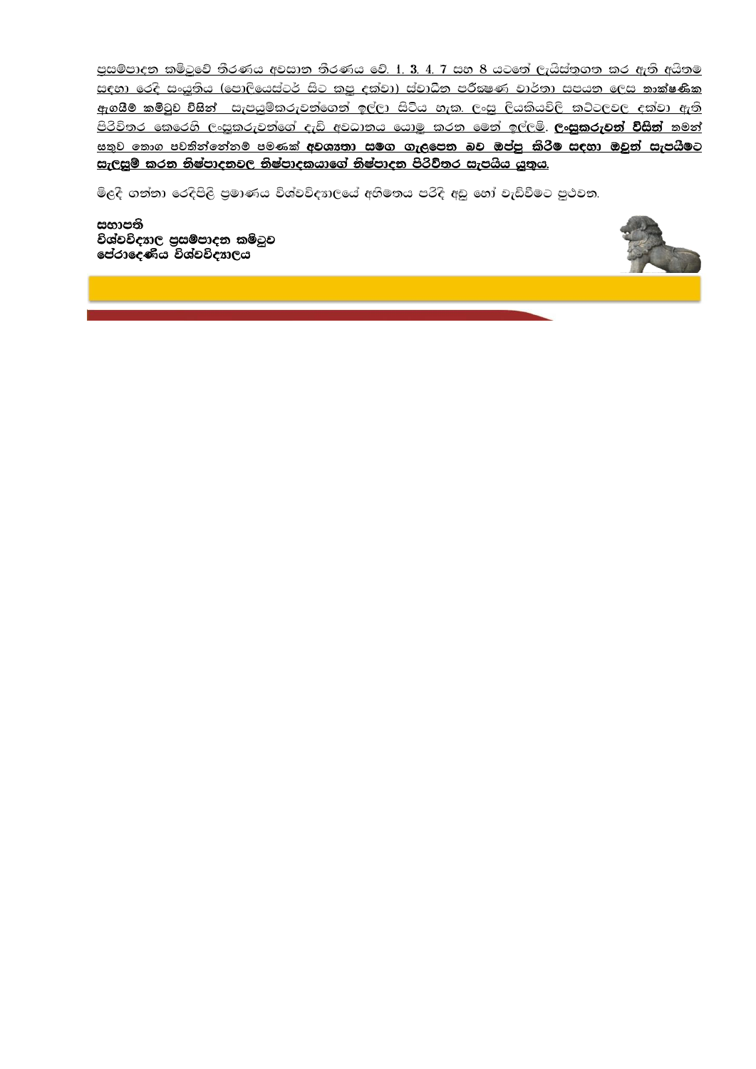ප්‍රසම්පාදන කමිටුවේ තීරණය අවසාන තීරණය වේ. 1, 3, 4, 7 සහ 8 යටතේ ලැයිස්තුගත කර ඇති අයිතම සඳහා රෙදි සංයුතිය (පොලියෙස්ටර් සිට කපු දක්වා) ස්වාධීන පරීක්ෂණ වාර්තා සපයන ලෙස තාක්ෂණික ඇගයීම් කමිටුව විසින් සැපයුම්කරුවන්ගෙන් ඉල්ලා සිටිය හැක. ලංසු ලියකියවිලි කට්ටලවල දක්වා ඇති පිරිවිතර කෙරෙහි ලංසුකරුවන්ගේ දැඩි අවධානය යොමු කරන මෙන් ඉල්ලමි. **ලංසුකරුවන් විසින්** තමන් සතුව තොග පවතින්නේනම් පමණක් **අවශ්‍යතා සමග ගැළපෙන බව ඔප්පු කිරීම සඳහා ඔවුන් සැපයීමට සැළසුම් කරන නිෂ්පාදනවල නිෂ්පාදකයාගේ නිෂ්පාදන පිරිවිතර සැපයිය යුතුය.**

මිළදී ගන්නා රෙදිපිළි ප්‍රමාණය විශ්වවිද්‍යාලයේ අභිමතය පරිදි අඩු හෝ වැඩිවීමට පුළුවන.

**සභාපති**
**විශ්වවිද්‍යාල ප්‍රසම්පාදන කමිටුව**
**පේරාදෙණිය විශ්වවිද්‍යාලය**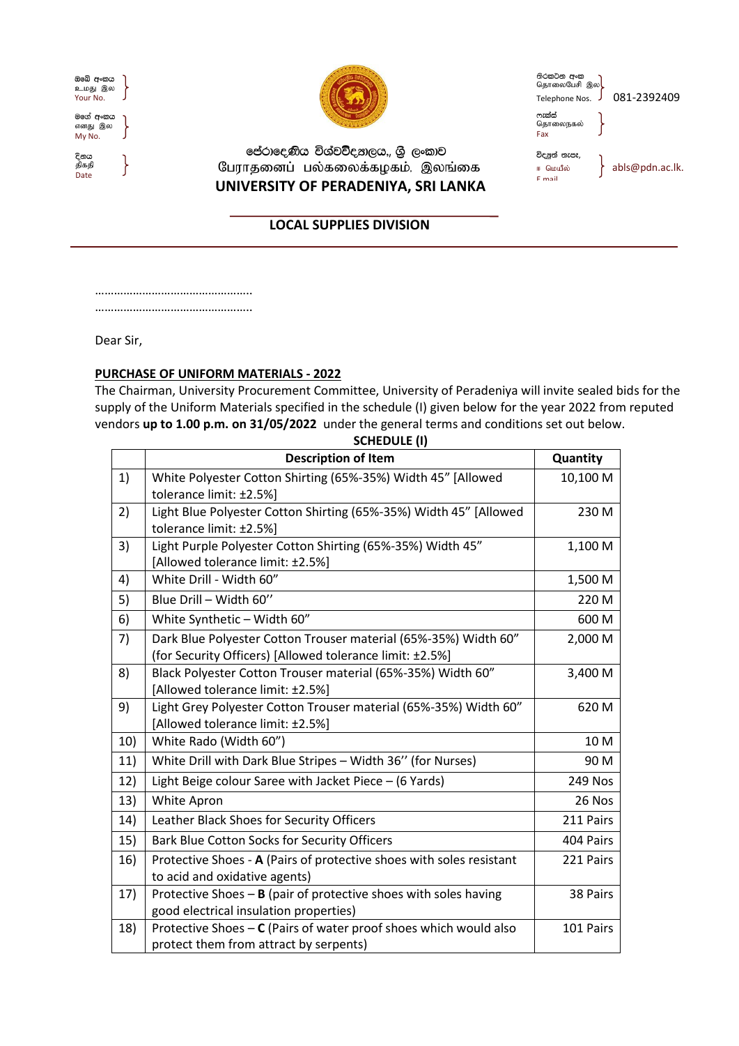| ඔබේ අංකය<br>உமது இல<br>Your No. | | දුරකථන අංක<br>தொலைபேசி இல<br>Telephone Nos. | 081-2392409 |
|---|---|---|---|
| මගේ අංකය<br>எனது இல<br>My No. | | ෆැක්ස්<br>தொலைநகல்<br>Fax | |
| දිනය<br>திகதி<br>Date | | විද්‍යුත් තැපෑල<br>ஈ மெயில்<br>E mail | abls@pdn.ac.lk. |

පේරාදෙණිය විශ්වවිද්‍යාලය, ශ්‍රී ලංකාව
பேராதனைப் பல்கலைக்கழகம், இலங்கை
**UNIVERSITY OF PERADENIYA, SRI LANKA**

**LOCAL SUPPLIES DIVISION**

…………………………………………
…………………………………………

Dear Sir,

**PURCHASE OF UNIFORM MATERIALS - 2022**

The Chairman, University Procurement Committee, University of Peradeniya will invite sealed bids for the supply of the Uniform Materials specified in the schedule (I) given below for the year 2022 from reputed vendors **up to 1.00 p.m. on 31/05/2022** under the general terms and conditions set out below.

**SCHEDULE (I)**

| | Description of Item | Quantity |
|---|---|---|
| 1) | White Polyester Cotton Shirting (65%-35%) Width 45" [Allowed tolerance limit: ±2.5%] | 10,100 M |
| 2) | Light Blue Polyester Cotton Shirting (65%-35%) Width 45" [Allowed tolerance limit: ±2.5%] | 230 M |
| 3) | Light Purple Polyester Cotton Shirting (65%-35%) Width 45" [Allowed tolerance limit: ±2.5%] | 1,100 M |
| 4) | White Drill - Width 60" | 1,500 M |
| 5) | Blue Drill – Width 60'' | 220 M |
| 6) | White Synthetic – Width 60" | 600 M |
| 7) | Dark Blue Polyester Cotton Trouser material (65%-35%) Width 60" (for Security Officers) [Allowed tolerance limit: ±2.5%] | 2,000 M |
| 8) | Black Polyester Cotton Trouser material (65%-35%) Width 60" [Allowed tolerance limit: ±2.5%] | 3,400 M |
| 9) | Light Grey Polyester Cotton Trouser material (65%-35%) Width 60" [Allowed tolerance limit: ±2.5%] | 620 M |
| 10) | White Rado (Width 60") | 10 M |
| 11) | White Drill with Dark Blue Stripes – Width 36'' (for Nurses) | 90 M |
| 12) | Light Beige colour Saree with Jacket Piece – (6 Yards) | 249 Nos |
| 13) | White Apron | 26 Nos |
| 14) | Leather Black Shoes for Security Officers | 211 Pairs |
| 15) | Bark Blue Cotton Socks for Security Officers | 404 Pairs |
| 16) | Protective Shoes - **A** (Pairs of protective shoes with soles resistant to acid and oxidative agents) | 221 Pairs |
| 17) | Protective Shoes – **B** (pair of protective shoes with soles having good electrical insulation properties) | 38 Pairs |
| 18) | Protective Shoes – **C** (Pairs of water proof shoes which would also protect them from attract by serpents) | 101 Pairs |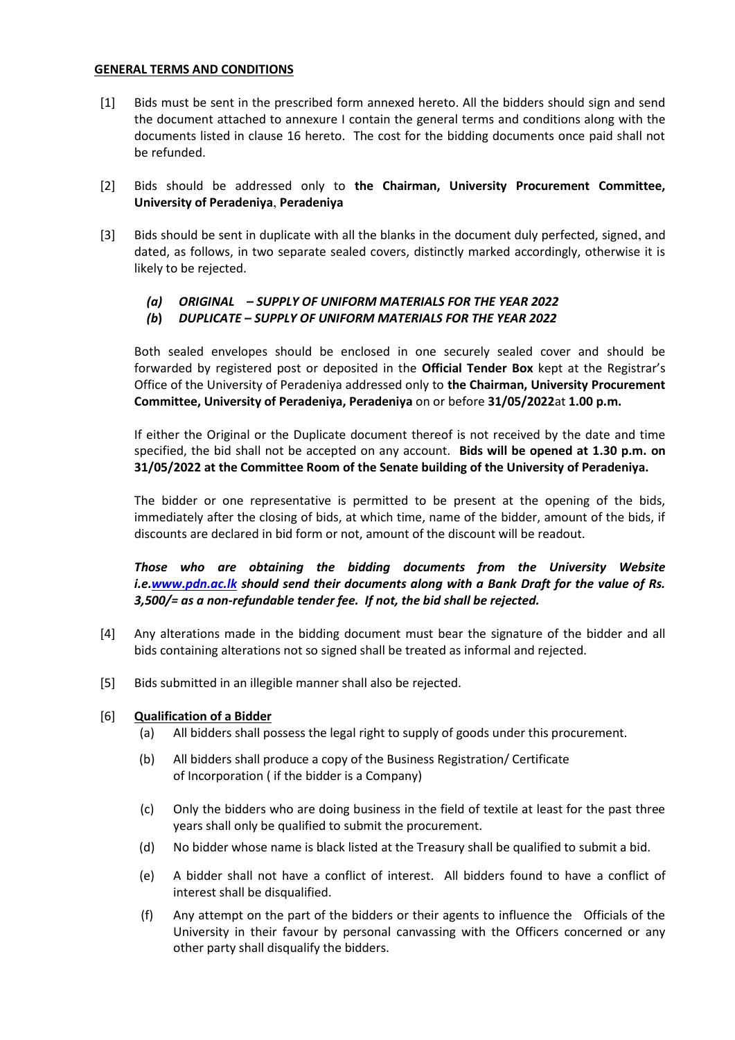## GENERAL TERMS AND CONDITIONS

[1] Bids must be sent in the prescribed form annexed hereto. All the bidders should sign and send the document attached to annexure I contain the general terms and conditions along with the documents listed in clause 16 hereto. The cost for the bidding documents once paid shall not be refunded.

[2] Bids should be addressed only to **the Chairman, University Procurement Committee, University of Peradeniya**, **Peradeniya**

[3] Bids should be sent in duplicate with all the blanks in the document duly perfected, signed, and dated, as follows, in two separate sealed covers, distinctly marked accordingly, otherwise it is likely to be rejected.

*(a) ORIGINAL – SUPPLY OF UNIFORM MATERIALS FOR THE YEAR 2022*
*(b) DUPLICATE – SUPPLY OF UNIFORM MATERIALS FOR THE YEAR 2022*

Both sealed envelopes should be enclosed in one securely sealed cover and should be forwarded by registered post or deposited in the **Official Tender Box** kept at the Registrar's Office of the University of Peradeniya addressed only to **the Chairman, University Procurement Committee, University of Peradeniya, Peradeniya** on or before **31/05/2022**at **1.00 p.m.**

If either the Original or the Duplicate document thereof is not received by the date and time specified, the bid shall not be accepted on any account. **Bids will be opened at 1.30 p.m. on 31/05/2022 at the Committee Room of the Senate building of the University of Peradeniya.**

The bidder or one representative is permitted to be present at the opening of the bids, immediately after the closing of bids, at which time, name of the bidder, amount of the bids, if discounts are declared in bid form or not, amount of the discount will be readout.

***Those who are obtaining the bidding documents from the University Website i.e.www.pdn.ac.lk should send their documents along with a Bank Draft for the value of Rs. 3,500/= as a non-refundable tender fee. If not, the bid shall be rejected.***

[4] Any alterations made in the bidding document must bear the signature of the bidder and all bids containing alterations not so signed shall be treated as informal and rejected.

[5] Bids submitted in an illegible manner shall also be rejected.

[6] **Qualification of a Bidder**

(a) All bidders shall possess the legal right to supply of goods under this procurement.

(b) All bidders shall produce a copy of the Business Registration/ Certificate of Incorporation ( if the bidder is a Company)

(c) Only the bidders who are doing business in the field of textile at least for the past three years shall only be qualified to submit the procurement.

(d) No bidder whose name is black listed at the Treasury shall be qualified to submit a bid.

(e) A bidder shall not have a conflict of interest. All bidders found to have a conflict of interest shall be disqualified.

(f) Any attempt on the part of the bidders or their agents to influence the Officials of the University in their favour by personal canvassing with the Officers concerned or any other party shall disqualify the bidders.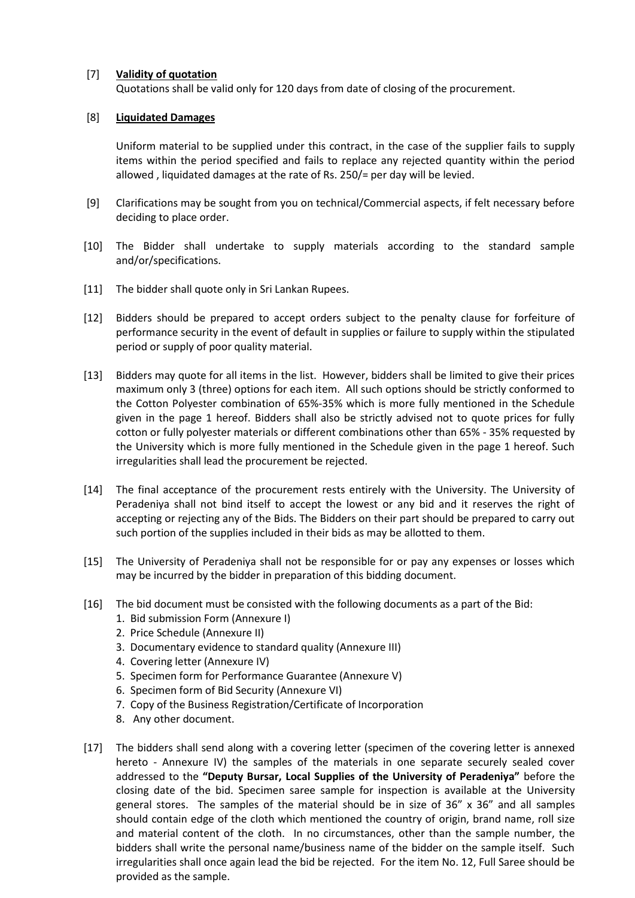[7] **Validity of quotation**

Quotations shall be valid only for 120 days from date of closing of the procurement.

[8] **Liquidated Damages**

Uniform material to be supplied under this contract, in the case of the supplier fails to supply items within the period specified and fails to replace any rejected quantity within the period allowed , liquidated damages at the rate of Rs. 250/= per day will be levied.

[9] Clarifications may be sought from you on technical/Commercial aspects, if felt necessary before deciding to place order.

[10] The Bidder shall undertake to supply materials according to the standard sample and/or/specifications.

[11] The bidder shall quote only in Sri Lankan Rupees.

[12] Bidders should be prepared to accept orders subject to the penalty clause for forfeiture of performance security in the event of default in supplies or failure to supply within the stipulated period or supply of poor quality material.

[13] Bidders may quote for all items in the list. However, bidders shall be limited to give their prices maximum only 3 (three) options for each item. All such options should be strictly conformed to the Cotton Polyester combination of 65%-35% which is more fully mentioned in the Schedule given in the page 1 hereof. Bidders shall also be strictly advised not to quote prices for fully cotton or fully polyester materials or different combinations other than 65% - 35% requested by the University which is more fully mentioned in the Schedule given in the page 1 hereof. Such irregularities shall lead the procurement be rejected.

[14] The final acceptance of the procurement rests entirely with the University. The University of Peradeniya shall not bind itself to accept the lowest or any bid and it reserves the right of accepting or rejecting any of the Bids. The Bidders on their part should be prepared to carry out such portion of the supplies included in their bids as may be allotted to them.

[15] The University of Peradeniya shall not be responsible for or pay any expenses or losses which may be incurred by the bidder in preparation of this bidding document.

[16] The bid document must be consisted with the following documents as a part of the Bid:

1. Bid submission Form (Annexure I)
2. Price Schedule (Annexure II)
3. Documentary evidence to standard quality (Annexure III)
4. Covering letter (Annexure IV)
5. Specimen form for Performance Guarantee (Annexure V)
6. Specimen form of Bid Security (Annexure VI)
7. Copy of the Business Registration/Certificate of Incorporation
8. Any other document.

[17] The bidders shall send along with a covering letter (specimen of the covering letter is annexed hereto - Annexure IV) the samples of the materials in one separate securely sealed cover addressed to the **"Deputy Bursar, Local Supplies of the University of Peradeniya"** before the closing date of the bid. Specimen saree sample for inspection is available at the University general stores. The samples of the material should be in size of 36" x 36" and all samples should contain edge of the cloth which mentioned the country of origin, brand name, roll size and material content of the cloth. In no circumstances, other than the sample number, the bidders shall write the personal name/business name of the bidder on the sample itself. Such irregularities shall once again lead the bid be rejected. For the item No. 12, Full Saree should be provided as the sample.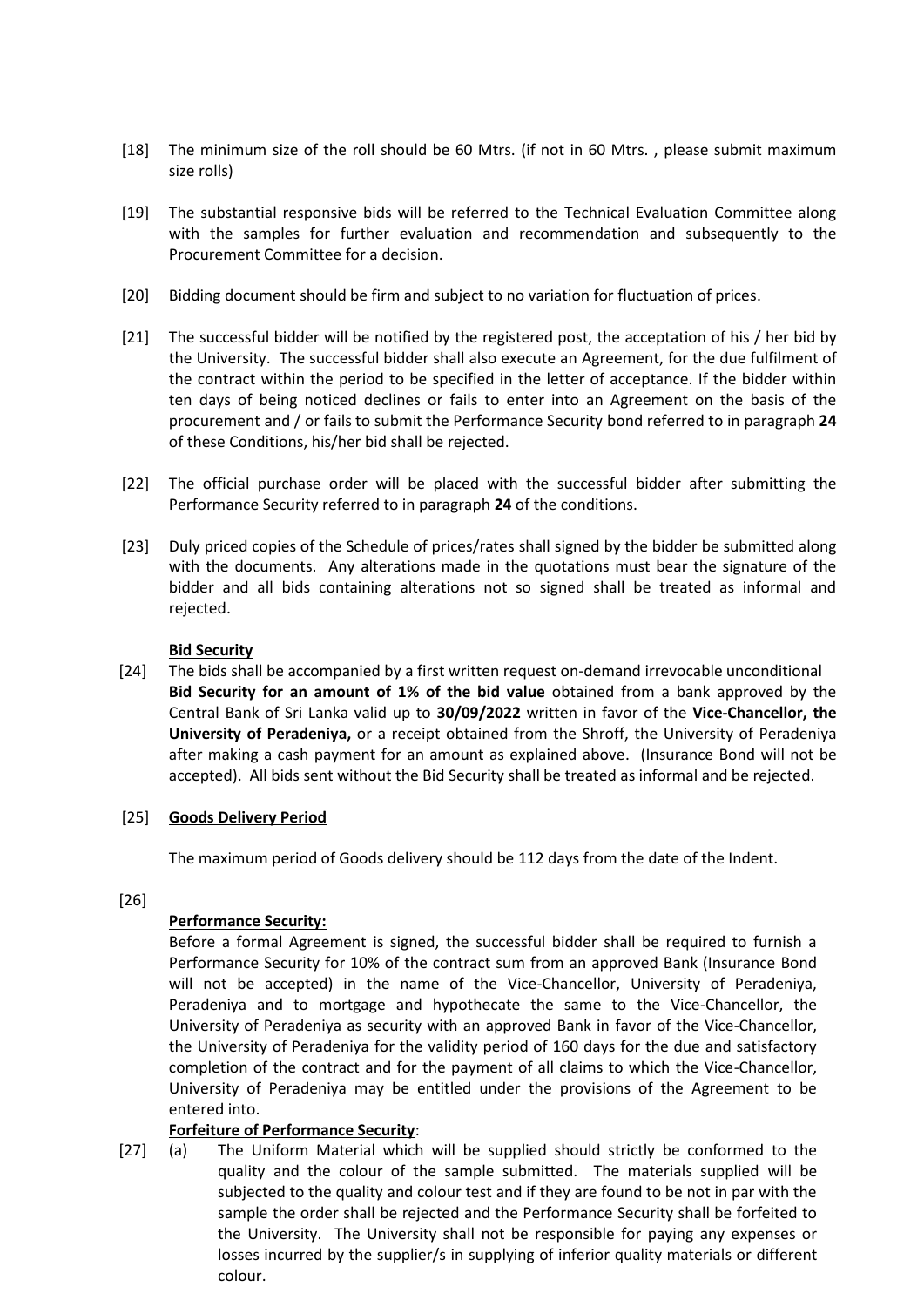[18] The minimum size of the roll should be 60 Mtrs. (if not in 60 Mtrs. , please submit maximum size rolls)

[19] The substantial responsive bids will be referred to the Technical Evaluation Committee along with the samples for further evaluation and recommendation and subsequently to the Procurement Committee for a decision.

[20] Bidding document should be firm and subject to no variation for fluctuation of prices.

[21] The successful bidder will be notified by the registered post, the acceptation of his / her bid by the University. The successful bidder shall also execute an Agreement, for the due fulfilment of the contract within the period to be specified in the letter of acceptance. If the bidder within ten days of being noticed declines or fails to enter into an Agreement on the basis of the procurement and / or fails to submit the Performance Security bond referred to in paragraph **24** of these Conditions, his/her bid shall be rejected.

[22] The official purchase order will be placed with the successful bidder after submitting the Performance Security referred to in paragraph **24** of the conditions.

[23] Duly priced copies of the Schedule of prices/rates shall signed by the bidder be submitted along with the documents. Any alterations made in the quotations must bear the signature of the bidder and all bids containing alterations not so signed shall be treated as informal and rejected.

**Bid Security**

[24] The bids shall be accompanied by a first written request on-demand irrevocable unconditional **Bid Security for an amount of 1% of the bid value** obtained from a bank approved by the Central Bank of Sri Lanka valid up to **30/09/2022** written in favor of the **Vice-Chancellor, the University of Peradeniya,** or a receipt obtained from the Shroff, the University of Peradeniya after making a cash payment for an amount as explained above. (Insurance Bond will not be accepted). All bids sent without the Bid Security shall be treated as informal and be rejected.

[25] **Goods Delivery Period**

The maximum period of Goods delivery should be 112 days from the date of the Indent.

[26]

**Performance Security:**

Before a formal Agreement is signed, the successful bidder shall be required to furnish a Performance Security for 10% of the contract sum from an approved Bank (Insurance Bond will not be accepted) in the name of the Vice-Chancellor, University of Peradeniya, Peradeniya and to mortgage and hypothecate the same to the Vice-Chancellor, the University of Peradeniya as security with an approved Bank in favor of the Vice-Chancellor, the University of Peradeniya for the validity period of 160 days for the due and satisfactory completion of the contract and for the payment of all claims to which the Vice-Chancellor, University of Peradeniya may be entitled under the provisions of the Agreement to be entered into.

**Forfeiture of Performance Security**:

[27] (a) The Uniform Material which will be supplied should strictly be conformed to the quality and the colour of the sample submitted. The materials supplied will be subjected to the quality and colour test and if they are found to be not in par with the sample the order shall be rejected and the Performance Security shall be forfeited to the University. The University shall not be responsible for paying any expenses or losses incurred by the supplier/s in supplying of inferior quality materials or different colour.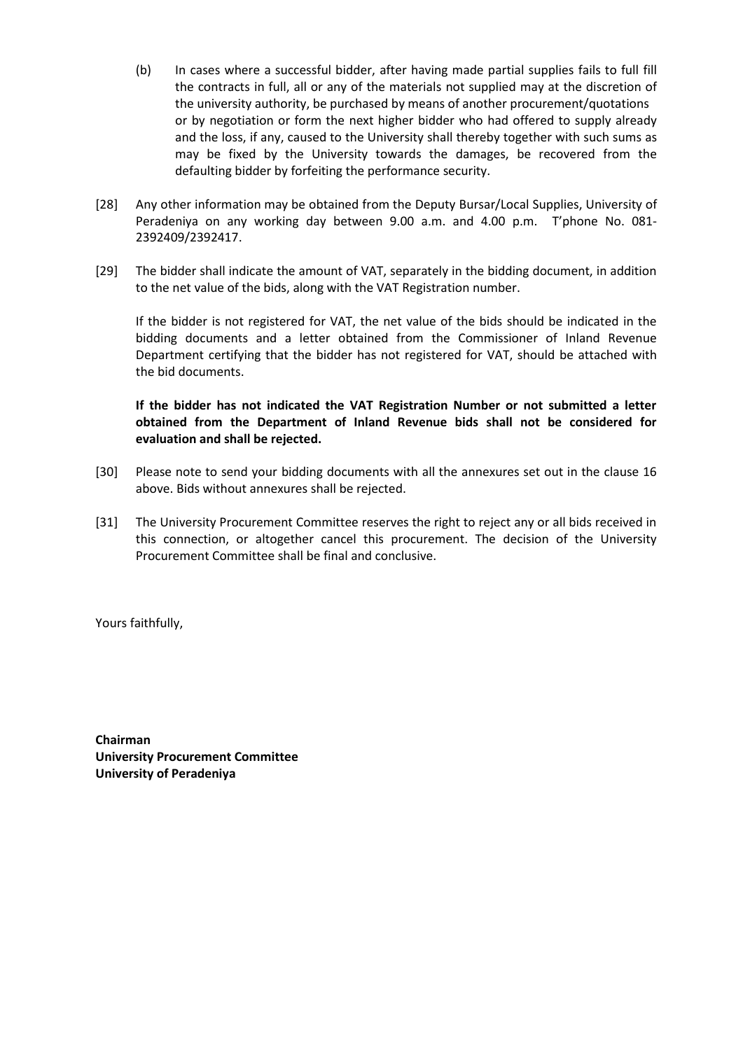(b) In cases where a successful bidder, after having made partial supplies fails to full fill the contracts in full, all or any of the materials not supplied may at the discretion of the university authority, be purchased by means of another procurement/quotations or by negotiation or form the next higher bidder who had offered to supply already and the loss, if any, caused to the University shall thereby together with such sums as may be fixed by the University towards the damages, be recovered from the defaulting bidder by forfeiting the performance security.

[28] Any other information may be obtained from the Deputy Bursar/Local Supplies, University of Peradeniya on any working day between 9.00 a.m. and 4.00 p.m. T'phone No. 081-2392409/2392417.

[29] The bidder shall indicate the amount of VAT, separately in the bidding document, in addition to the net value of the bids, along with the VAT Registration number.

If the bidder is not registered for VAT, the net value of the bids should be indicated in the bidding documents and a letter obtained from the Commissioner of Inland Revenue Department certifying that the bidder has not registered for VAT, should be attached with the bid documents.

**If the bidder has not indicated the VAT Registration Number or not submitted a letter obtained from the Department of Inland Revenue bids shall not be considered for evaluation and shall be rejected.**

[30] Please note to send your bidding documents with all the annexures set out in the clause 16 above. Bids without annexures shall be rejected.

[31] The University Procurement Committee reserves the right to reject any or all bids received in this connection, or altogether cancel this procurement. The decision of the University Procurement Committee shall be final and conclusive.

Yours faithfully,

**Chairman**
**University Procurement Committee**
**University of Peradeniya**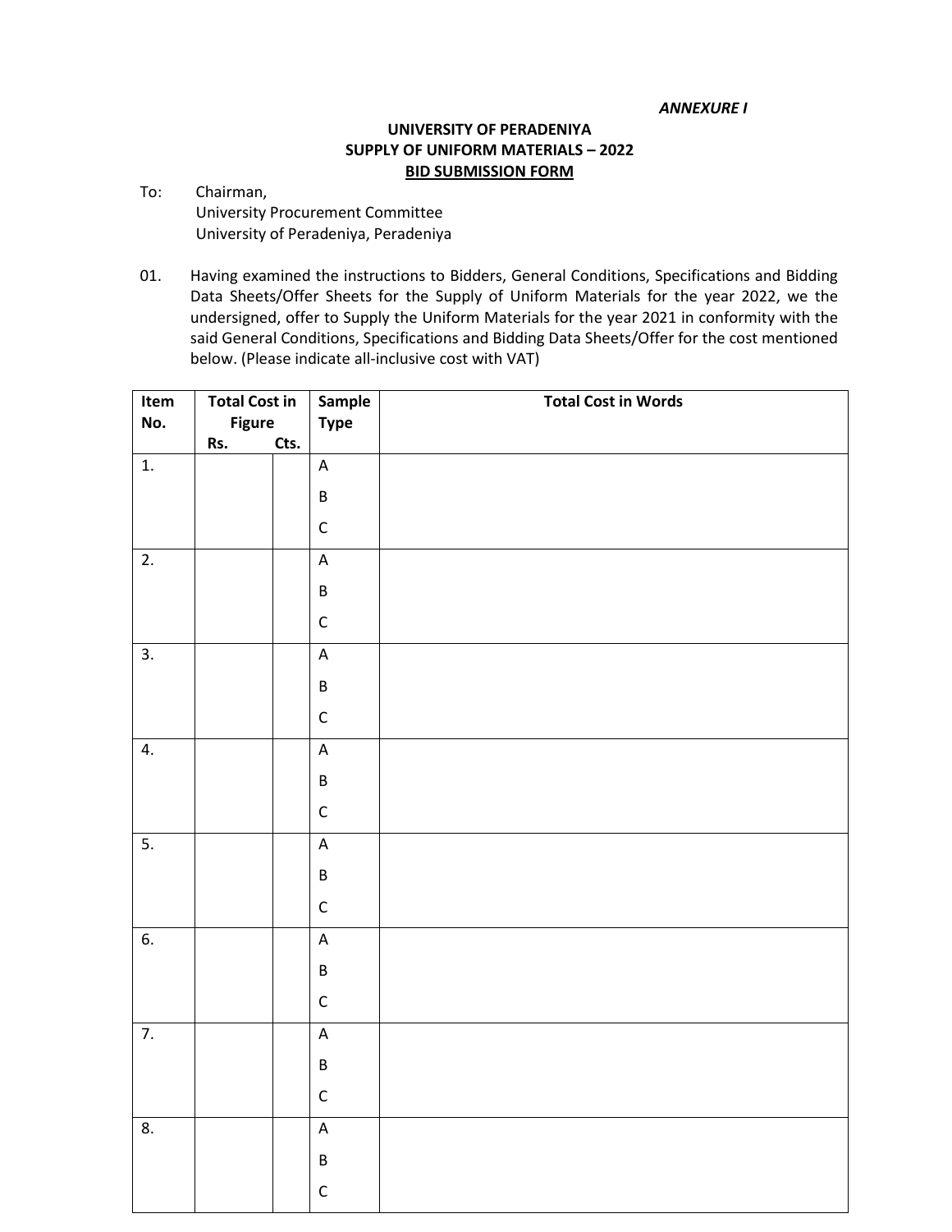*ANNEXURE I*

**UNIVERSITY OF PERADENIYA**
**SUPPLY OF UNIFORM MATERIALS – 2022**
**BID SUBMISSION FORM**

To: Chairman,
University Procurement Committee
University of Peradeniya, Peradeniya

01. Having examined the instructions to Bidders, General Conditions, Specifications and Bidding Data Sheets/Offer Sheets for the Supply of Uniform Materials for the year 2022, we the undersigned, offer to Supply the Uniform Materials for the year 2021 in conformity with the said General Conditions, Specifications and Bidding Data Sheets/Offer for the cost mentioned below. (Please indicate all-inclusive cost with VAT)

| Item No. | Total Cost in Figure | | Sample Type | Total Cost in Words |
|---|---|---|---|---|
| | Rs. | Cts. | | |
| 1. | | | A<br>B<br>C | |
| 2. | | | A<br>B<br>C | |
| 3. | | | A<br>B<br>C | |
| 4. | | | A<br>B<br>C | |
| 5. | | | A<br>B<br>C | |
| 6. | | | A<br>B<br>C | |
| 7. | | | A<br>B<br>C | |
| 8. | | | A<br>B<br>C | |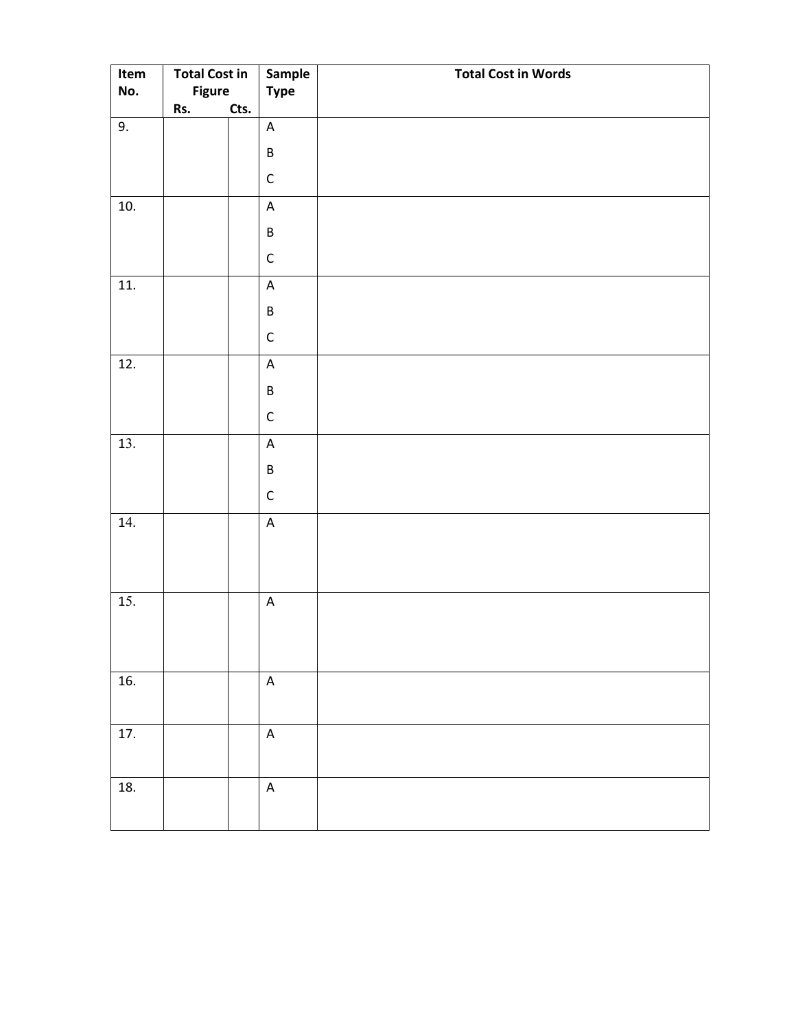| Item No. | Total Cost in Figure | | Sample Type | Total Cost in Words |
|---|---|---|---|---|
| | Rs. | Cts. | | |
| 9. | | | A<br>B<br>C | |
| 10. | | | A<br>B<br>C | |
| 11. | | | A<br>B<br>C | |
| 12. | | | A<br>B<br>C | |
| 13. | | | A<br>B<br>C | |
| 14. | | | A | |
| 15. | | | A | |
| 16. | | | A | |
| 17. | | | A | |
| 18. | | | A | |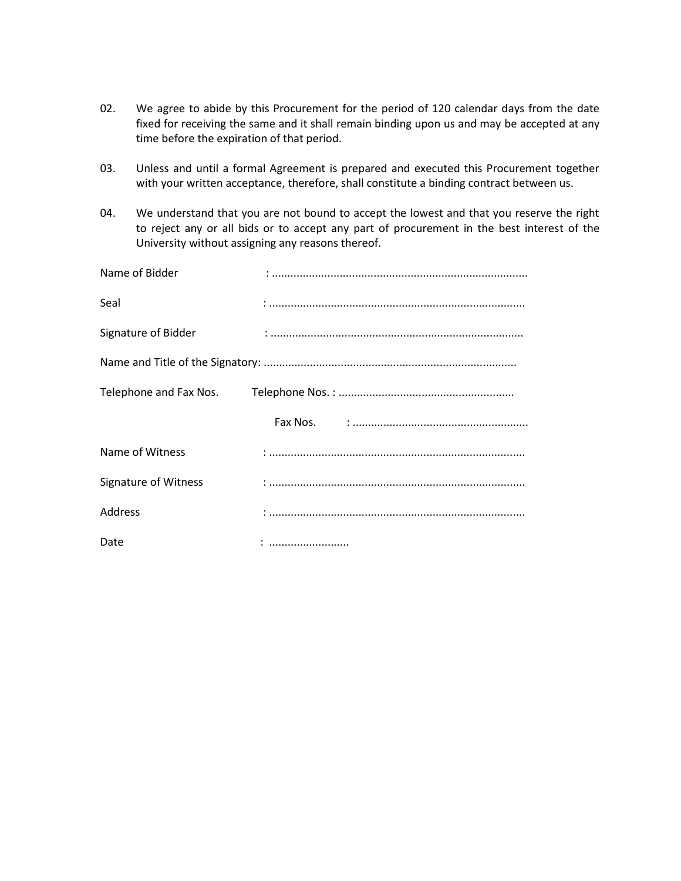02. We agree to abide by this Procurement for the period of 120 calendar days from the date fixed for receiving the same and it shall remain binding upon us and may be accepted at any time before the expiration of that period.

03. Unless and until a formal Agreement is prepared and executed this Procurement together with your written acceptance, therefore, shall constitute a binding contract between us.

04. We understand that you are not bound to accept the lowest and that you reserve the right to reject any or all bids or to accept any part of procurement in the best interest of the University without assigning any reasons thereof.

Name of Bidder : ..................................................................................

Seal : ..................................................................................

Signature of Bidder : ..................................................................................

Name and Title of the Signatory: ..................................................................................

Telephone and Fax Nos. Telephone Nos. : .........................................................

Fax Nos. : .........................................................

Name of Witness : ..................................................................................

Signature of Witness : ..................................................................................

Address : ..................................................................................

Date : ..........................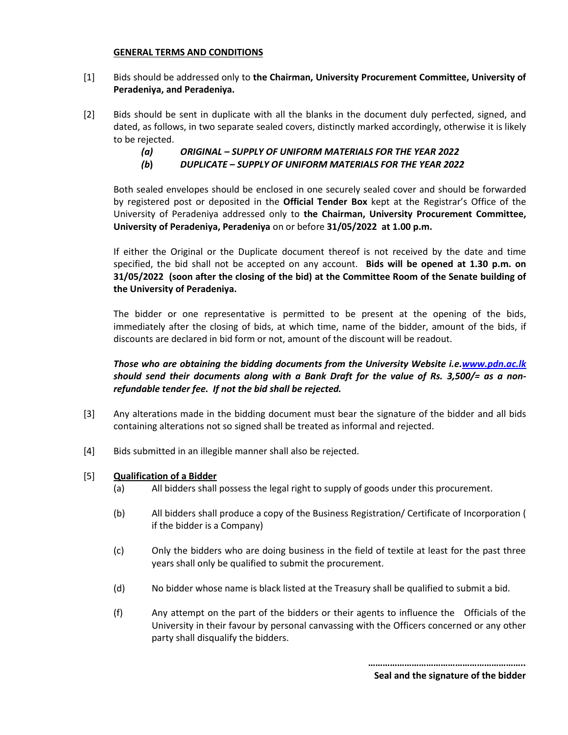**GENERAL TERMS AND CONDITIONS**

[1] Bids should be addressed only to **the Chairman, University Procurement Committee, University of Peradeniya, and Peradeniya.**

[2] Bids should be sent in duplicate with all the blanks in the document duly perfected, signed, and dated, as follows, in two separate sealed covers, distinctly marked accordingly, otherwise it is likely to be rejected.

*(a) ORIGINAL – SUPPLY OF UNIFORM MATERIALS FOR THE YEAR 2022*
*(b) DUPLICATE – SUPPLY OF UNIFORM MATERIALS FOR THE YEAR 2022*

Both sealed envelopes should be enclosed in one securely sealed cover and should be forwarded by registered post or deposited in the **Official Tender Box** kept at the Registrar's Office of the University of Peradeniya addressed only to **the Chairman, University Procurement Committee, University of Peradeniya, Peradeniya** on or before **31/05/2022 at 1.00 p.m.**

If either the Original or the Duplicate document thereof is not received by the date and time specified, the bid shall not be accepted on any account. **Bids will be opened at 1.30 p.m. on 31/05/2022 (soon after the closing of the bid) at the Committee Room of the Senate building of the University of Peradeniya.**

The bidder or one representative is permitted to be present at the opening of the bids, immediately after the closing of bids, at which time, name of the bidder, amount of the bids, if discounts are declared in bid form or not, amount of the discount will be readout.

***Those who are obtaining the bidding documents from the University Website i.e.www.pdn.ac.lk should send their documents along with a Bank Draft for the value of Rs. 3,500/= as a non-refundable tender fee. If not the bid shall be rejected.***

[3] Any alterations made in the bidding document must bear the signature of the bidder and all bids containing alterations not so signed shall be treated as informal and rejected.

[4] Bids submitted in an illegible manner shall also be rejected.

[5] **Qualification of a Bidder**

(a) All bidders shall possess the legal right to supply of goods under this procurement.

(b) All bidders shall produce a copy of the Business Registration/ Certificate of Incorporation ( if the bidder is a Company)

(c) Only the bidders who are doing business in the field of textile at least for the past three years shall only be qualified to submit the procurement.

(d) No bidder whose name is black listed at the Treasury shall be qualified to submit a bid.

(f) Any attempt on the part of the bidders or their agents to influence the Officials of the University in their favour by personal canvassing with the Officers concerned or any other party shall disqualify the bidders.

……………………………………………………..
**Seal and the signature of the bidder**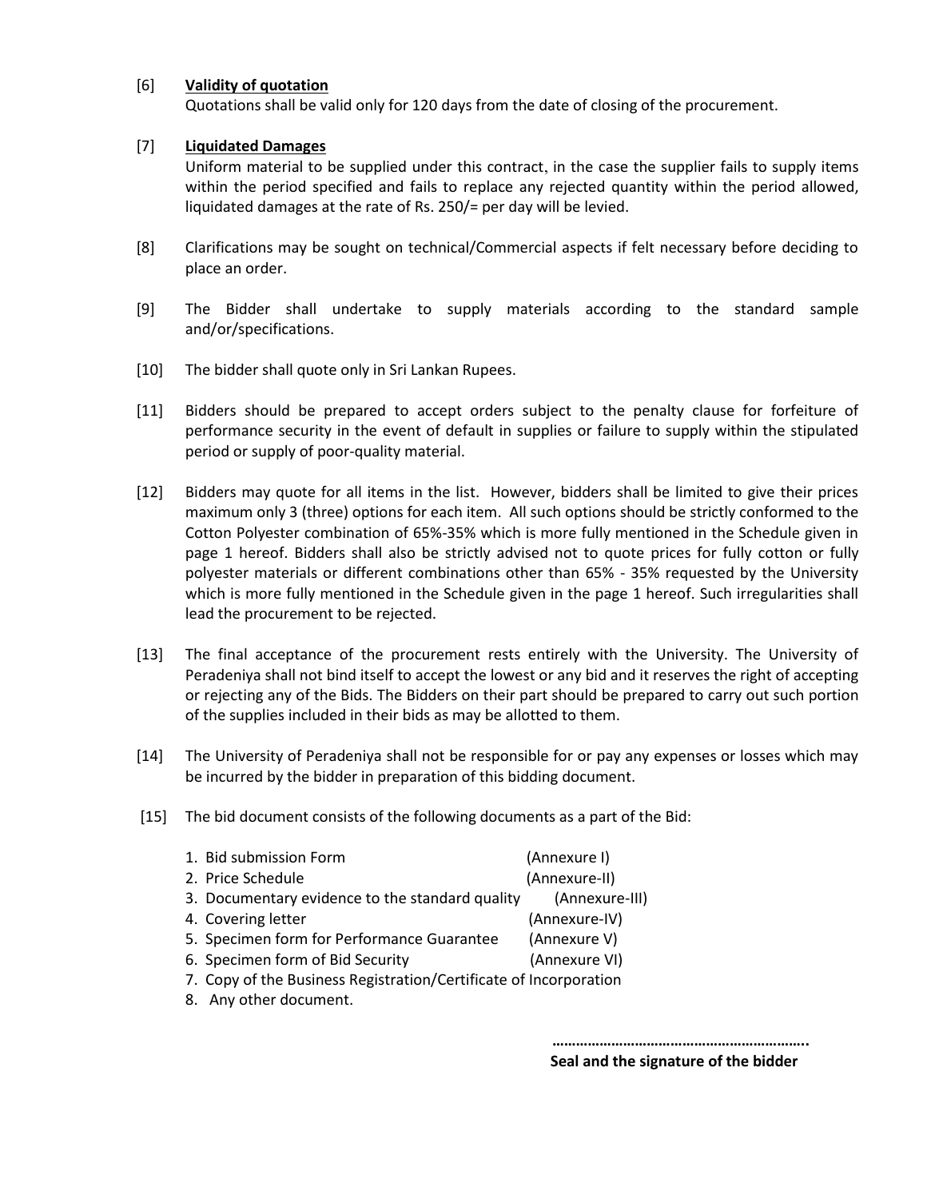[6] **Validity of quotation**

Quotations shall be valid only for 120 days from the date of closing of the procurement.

[7] **Liquidated Damages**

Uniform material to be supplied under this contract, in the case the supplier fails to supply items within the period specified and fails to replace any rejected quantity within the period allowed, liquidated damages at the rate of Rs. 250/= per day will be levied.

[8] Clarifications may be sought on technical/Commercial aspects if felt necessary before deciding to place an order.

[9] The Bidder shall undertake to supply materials according to the standard sample and/or/specifications.

[10] The bidder shall quote only in Sri Lankan Rupees.

[11] Bidders should be prepared to accept orders subject to the penalty clause for forfeiture of performance security in the event of default in supplies or failure to supply within the stipulated period or supply of poor-quality material.

[12] Bidders may quote for all items in the list. However, bidders shall be limited to give their prices maximum only 3 (three) options for each item. All such options should be strictly conformed to the Cotton Polyester combination of 65%-35% which is more fully mentioned in the Schedule given in page 1 hereof. Bidders shall also be strictly advised not to quote prices for fully cotton or fully polyester materials or different combinations other than 65% - 35% requested by the University which is more fully mentioned in the Schedule given in the page 1 hereof. Such irregularities shall lead the procurement to be rejected.

[13] The final acceptance of the procurement rests entirely with the University. The University of Peradeniya shall not bind itself to accept the lowest or any bid and it reserves the right of accepting or rejecting any of the Bids. The Bidders on their part should be prepared to carry out such portion of the supplies included in their bids as may be allotted to them.

[14] The University of Peradeniya shall not be responsible for or pay any expenses or losses which may be incurred by the bidder in preparation of this bidding document.

[15] The bid document consists of the following documents as a part of the Bid:

1. Bid submission Form (Annexure I)
2. Price Schedule (Annexure-II)
3. Documentary evidence to the standard quality (Annexure-III)
4. Covering letter (Annexure-IV)
5. Specimen form for Performance Guarantee (Annexure V)
6. Specimen form of Bid Security (Annexure VI)
7. Copy of the Business Registration/Certificate of Incorporation
8. Any other document.

………………………………………………………..

**Seal and the signature of the bidder**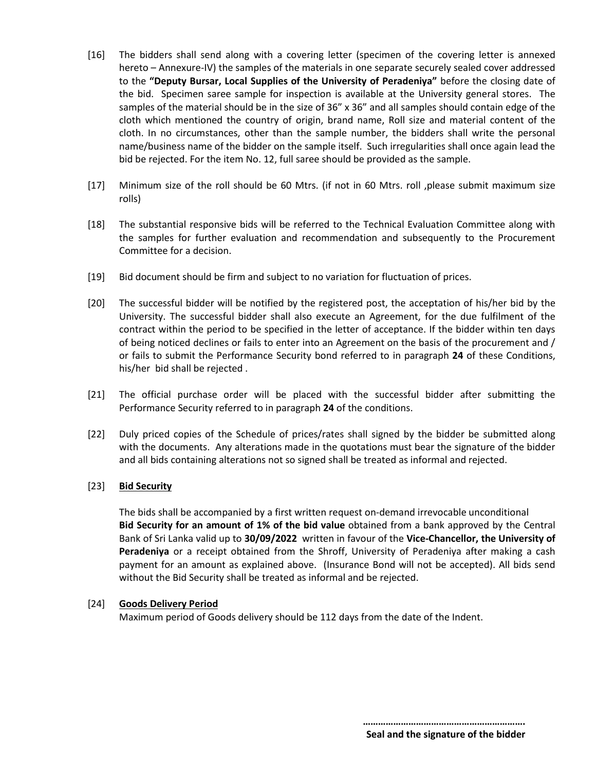[16] The bidders shall send along with a covering letter (specimen of the covering letter is annexed hereto – Annexure-IV) the samples of the materials in one separate securely sealed cover addressed to the **"Deputy Bursar, Local Supplies of the University of Peradeniya"** before the closing date of the bid. Specimen saree sample for inspection is available at the University general stores. The samples of the material should be in the size of 36" x 36" and all samples should contain edge of the cloth which mentioned the country of origin, brand name, Roll size and material content of the cloth. In no circumstances, other than the sample number, the bidders shall write the personal name/business name of the bidder on the sample itself. Such irregularities shall once again lead the bid be rejected. For the item No. 12, full saree should be provided as the sample.

[17] Minimum size of the roll should be 60 Mtrs. (if not in 60 Mtrs. roll ,please submit maximum size rolls)

[18] The substantial responsive bids will be referred to the Technical Evaluation Committee along with the samples for further evaluation and recommendation and subsequently to the Procurement Committee for a decision.

[19] Bid document should be firm and subject to no variation for fluctuation of prices.

[20] The successful bidder will be notified by the registered post, the acceptation of his/her bid by the University. The successful bidder shall also execute an Agreement, for the due fulfilment of the contract within the period to be specified in the letter of acceptance. If the bidder within ten days of being noticed declines or fails to enter into an Agreement on the basis of the procurement and / or fails to submit the Performance Security bond referred to in paragraph **24** of these Conditions, his/her bid shall be rejected .

[21] The official purchase order will be placed with the successful bidder after submitting the Performance Security referred to in paragraph **24** of the conditions.

[22] Duly priced copies of the Schedule of prices/rates shall signed by the bidder be submitted along with the documents. Any alterations made in the quotations must bear the signature of the bidder and all bids containing alterations not so signed shall be treated as informal and rejected.

[23] **<u>Bid Security</u>**

The bids shall be accompanied by a first written request on-demand irrevocable unconditional **Bid Security for an amount of 1% of the bid value** obtained from a bank approved by the Central Bank of Sri Lanka valid up to **30/09/2022** written in favour of the **Vice-Chancellor, the University of Peradeniya** or a receipt obtained from the Shroff, University of Peradeniya after making a cash payment for an amount as explained above. (Insurance Bond will not be accepted). All bids send without the Bid Security shall be treated as informal and be rejected.

[24] **<u>Goods Delivery Period</u>**

Maximum period of Goods delivery should be 112 days from the date of the Indent.

**………………………………………………………..**

**Seal and the signature of the bidder**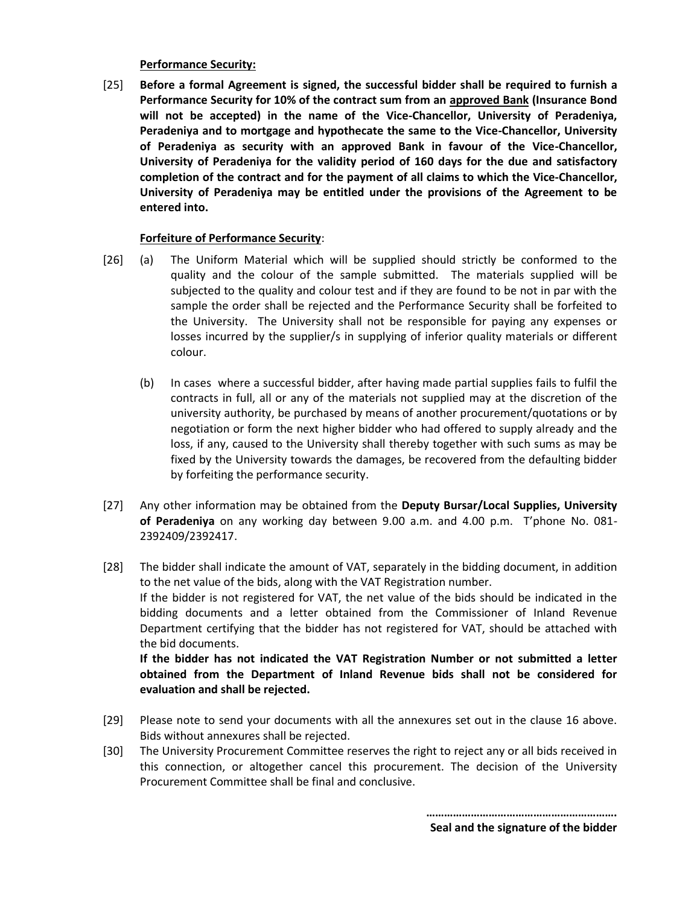**Performance Security:**

[25] **Before a formal Agreement is signed, the successful bidder shall be required to furnish a Performance Security for 10% of the contract sum from an approved Bank (Insurance Bond will not be accepted) in the name of the Vice-Chancellor, University of Peradeniya, Peradeniya and to mortgage and hypothecate the same to the Vice-Chancellor, University of Peradeniya as security with an approved Bank in favour of the Vice-Chancellor, University of Peradeniya for the validity period of 160 days for the due and satisfactory completion of the contract and for the payment of all claims to which the Vice-Chancellor, University of Peradeniya may be entitled under the provisions of the Agreement to be entered into.**

**Forfeiture of Performance Security**:

[26] (a) The Uniform Material which will be supplied should strictly be conformed to the quality and the colour of the sample submitted. The materials supplied will be subjected to the quality and colour test and if they are found to be not in par with the sample the order shall be rejected and the Performance Security shall be forfeited to the University. The University shall not be responsible for paying any expenses or losses incurred by the supplier/s in supplying of inferior quality materials or different colour.

(b) In cases where a successful bidder, after having made partial supplies fails to fulfil the contracts in full, all or any of the materials not supplied may at the discretion of the university authority, be purchased by means of another procurement/quotations or by negotiation or form the next higher bidder who had offered to supply already and the loss, if any, caused to the University shall thereby together with such sums as may be fixed by the University towards the damages, be recovered from the defaulting bidder by forfeiting the performance security.

[27] Any other information may be obtained from the **Deputy Bursar/Local Supplies, University of Peradeniya** on any working day between 9.00 a.m. and 4.00 p.m. T'phone No. 081-2392409/2392417.

[28] The bidder shall indicate the amount of VAT, separately in the bidding document, in addition to the net value of the bids, along with the VAT Registration number.
If the bidder is not registered for VAT, the net value of the bids should be indicated in the bidding documents and a letter obtained from the Commissioner of Inland Revenue Department certifying that the bidder has not registered for VAT, should be attached with the bid documents.
**If the bidder has not indicated the VAT Registration Number or not submitted a letter obtained from the Department of Inland Revenue bids shall not be considered for evaluation and shall be rejected.**

[29] Please note to send your documents with all the annexures set out in the clause 16 above. Bids without annexures shall be rejected.

[30] The University Procurement Committee reserves the right to reject any or all bids received in this connection, or altogether cancel this procurement. The decision of the University Procurement Committee shall be final and conclusive.

……………………………………………………..
**Seal and the signature of the bidder**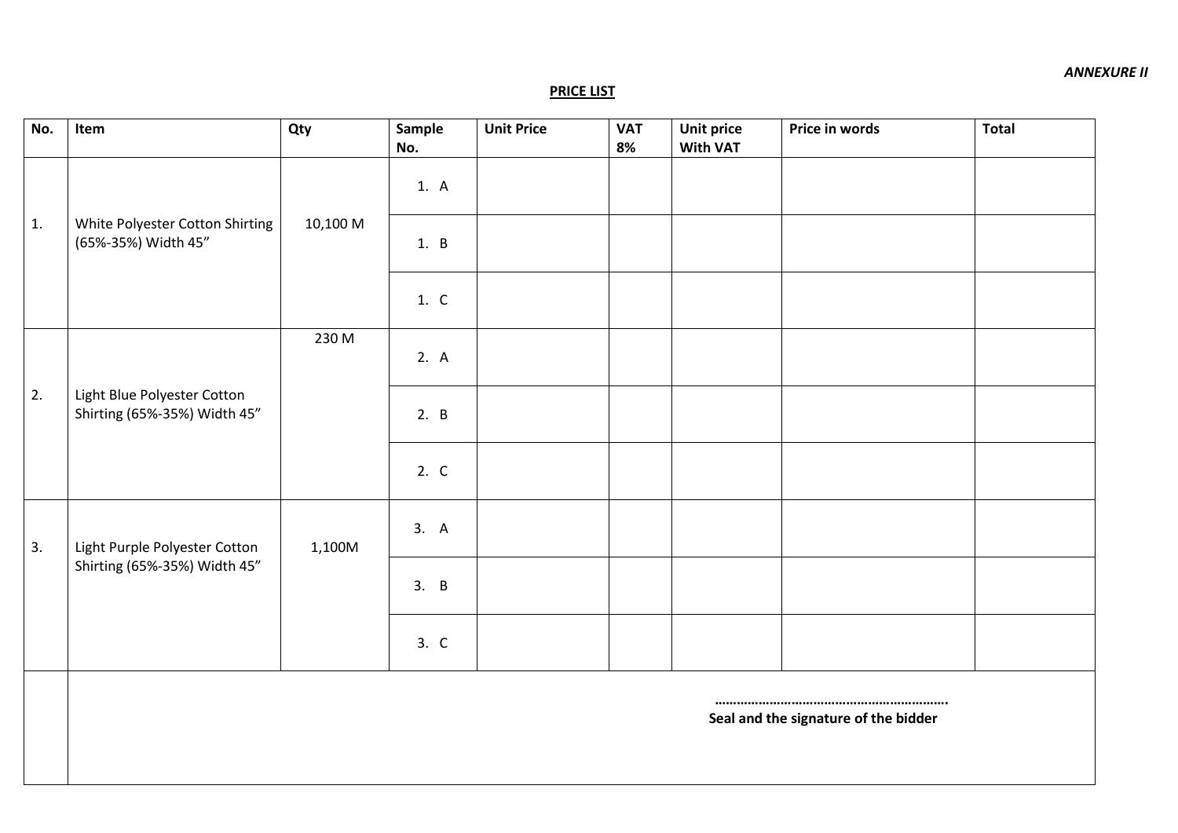*ANNEXURE II*

**PRICE LIST**

| No. | Item | Qty | Sample No. | Unit Price | VAT 8% | Unit price With VAT | Price in words | Total |
|---|---|---|---|---|---|---|---|---|
| 1. | White Polyester Cotton Shirting (65%-35%) Width 45" | 10,100 M | 1. A | | | | | |
| | | | 1. B | | | | | |
| | | | 1. C | | | | | |
| 2. | Light Blue Polyester Cotton Shirting (65%-35%) Width 45" | 230 M | 2. A | | | | | |
| | | | 2. B | | | | | |
| | | | 2. C | | | | | |
| 3. | Light Purple Polyester Cotton Shirting (65%-35%) Width 45" | 1,100M | 3. A | | | | | |
| | | | 3. B | | | | | |
| | | | 3. C | | | | | |

……………………………………………………….
**Seal and the signature of the bidder**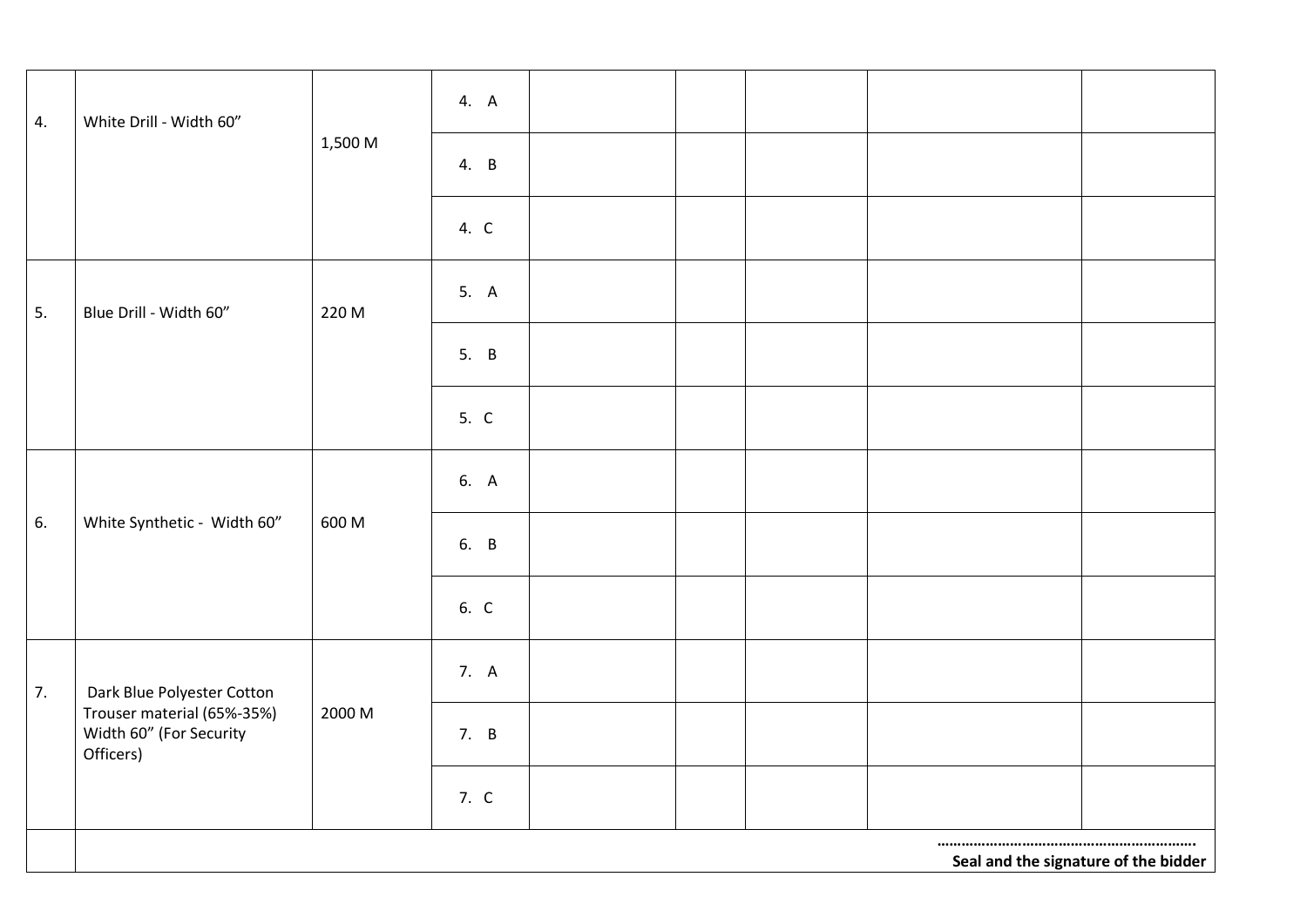| | | | | | | | | |
|---|---|---|---|---|---|---|---|---|
| 4. | White Drill - Width 60” | 1,500 M | 4. A | | | | | |
| | | | 4. B | | | | | |
| | | | 4. C | | | | | |
| 5. | Blue Drill - Width 60” | 220 M | 5. A | | | | | |
| | | | 5. B | | | | | |
| | | | 5. C | | | | | |
| 6. | White Synthetic - Width 60” | 600 M | 6. A | | | | | |
| | | | 6. B | | | | | |
| | | | 6. C | | | | | |
| 7. | Dark Blue Polyester Cotton Trouser material (65%-35%) Width 60” (For Security Officers) | 2000 M | 7. A | | | | | |
| | | | 7. B | | | | | |
| | | | 7. C | | | | | |
| | ………………………………………………………. **Seal and the signature of the bidder** | | | | | | | |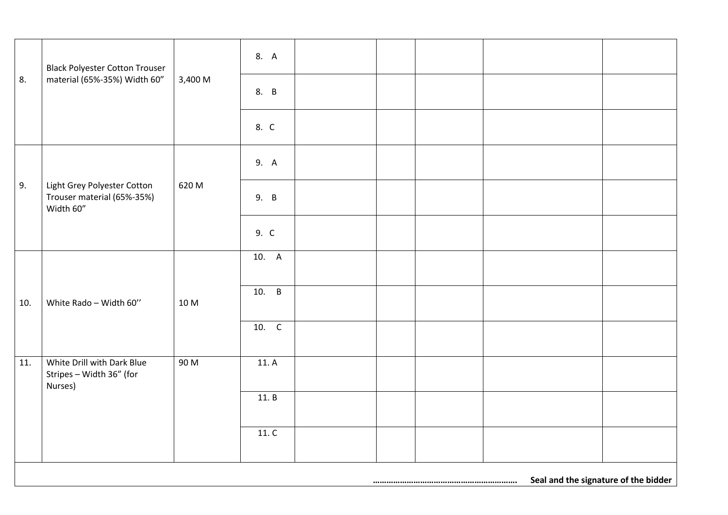| | | | | | | | | |
|---|---|---|---|---|---|---|---|---|
| 8. | Black Polyester Cotton Trouser material (65%-35%) Width 60” | 3,400 M | 8. A | | | | | |
| | | | 8. B | | | | | |
| | | | 8. C | | | | | |
| 9. | Light Grey Polyester Cotton Trouser material (65%-35%) Width 60” | 620 M | 9. A | | | | | |
| | | | 9. B | | | | | |
| | | | 9. C | | | | | |
| 10. | White Rado – Width 60’’ | 10 M | 10. A | | | | | |
| | | | 10. B | | | | | |
| | | | 10. C | | | | | |
| 11. | White Drill with Dark Blue Stripes – Width 36” (for Nurses) | 90 M | 11. A | | | | | |
| | | | 11. B | | | | | |
| | | | 11. C | | | | | |

……………………………………………………… **Seal and the signature of the bidder**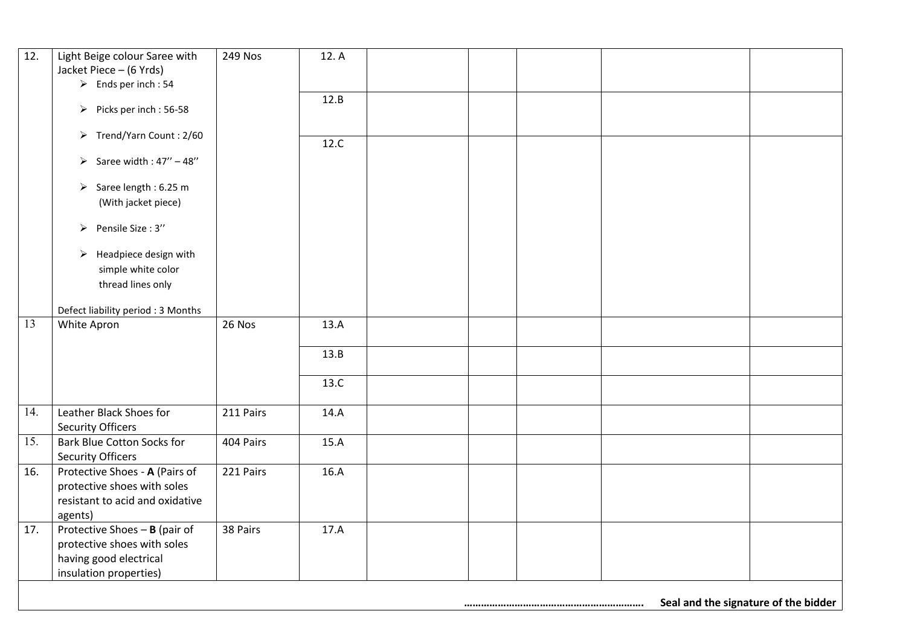| | | | | | | | | |
|---|---|---|---|---|---|---|---|---|
| 12. | Light Beige colour Saree with Jacket Piece – (6 Yrds)<br>➢ Ends per inch : 54<br>➢ Picks per inch : 56-58<br>➢ Trend/Yarn Count : 2/60<br>➢ Saree width : 47'' – 48''<br>➢ Saree length : 6.25 m (With jacket piece)<br>➢ Pensile Size : 3''<br>➢ Headpiece design with simple white color thread lines only<br><br>Defect liability period : 3 Months | 249 Nos | 12. A | | | | | |
| | | | 12.B | | | | | |
| | | | 12.C | | | | | |
| 13 | White Apron | 26 Nos | 13.A | | | | | |
| | | | 13.B | | | | | |
| | | | 13.C | | | | | |
| 14. | Leather Black Shoes for Security Officers | 211 Pairs | 14.A | | | | | |
| 15. | Bark Blue Cotton Socks for Security Officers | 404 Pairs | 15.A | | | | | |
| 16. | Protective Shoes - **A** (Pairs of protective shoes with soles resistant to acid and oxidative agents) | 221 Pairs | 16.A | | | | | |
| 17. | Protective Shoes – **B** (pair of protective shoes with soles having good electrical insulation properties) | 38 Pairs | 17.A | | | | | |

……………………………………………………. **Seal and the signature of the bidder**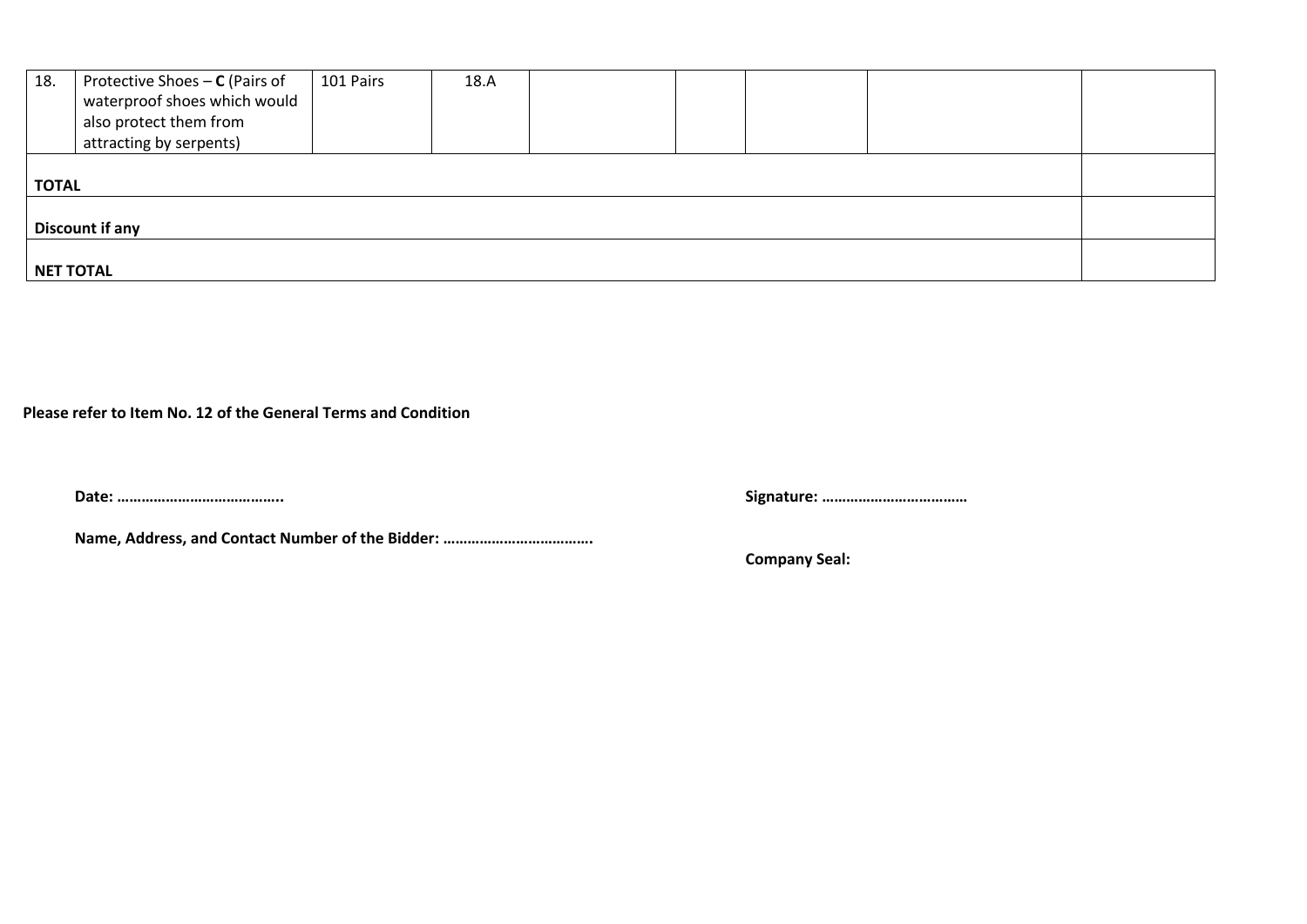| | | | | | | | | |
|---|---|---|---|---|---|---|---|---|
| 18. | Protective Shoes – **C** (Pairs of waterproof shoes which would also protect them from attracting by serpents) | 101 Pairs | 18.A | | | | | |
| **TOTAL** | | | | | | | | |
| **Discount if any** | | | | | | | | |
| **NET TOTAL** | | | | | | | | |

**Please refer to Item No. 12 of the General Terms and Condition**

**Date: …………………………………..**

**Signature: ………………………………**

**Name, Address, and Contact Number of the Bidder: ……………………………….**

**Company Seal:**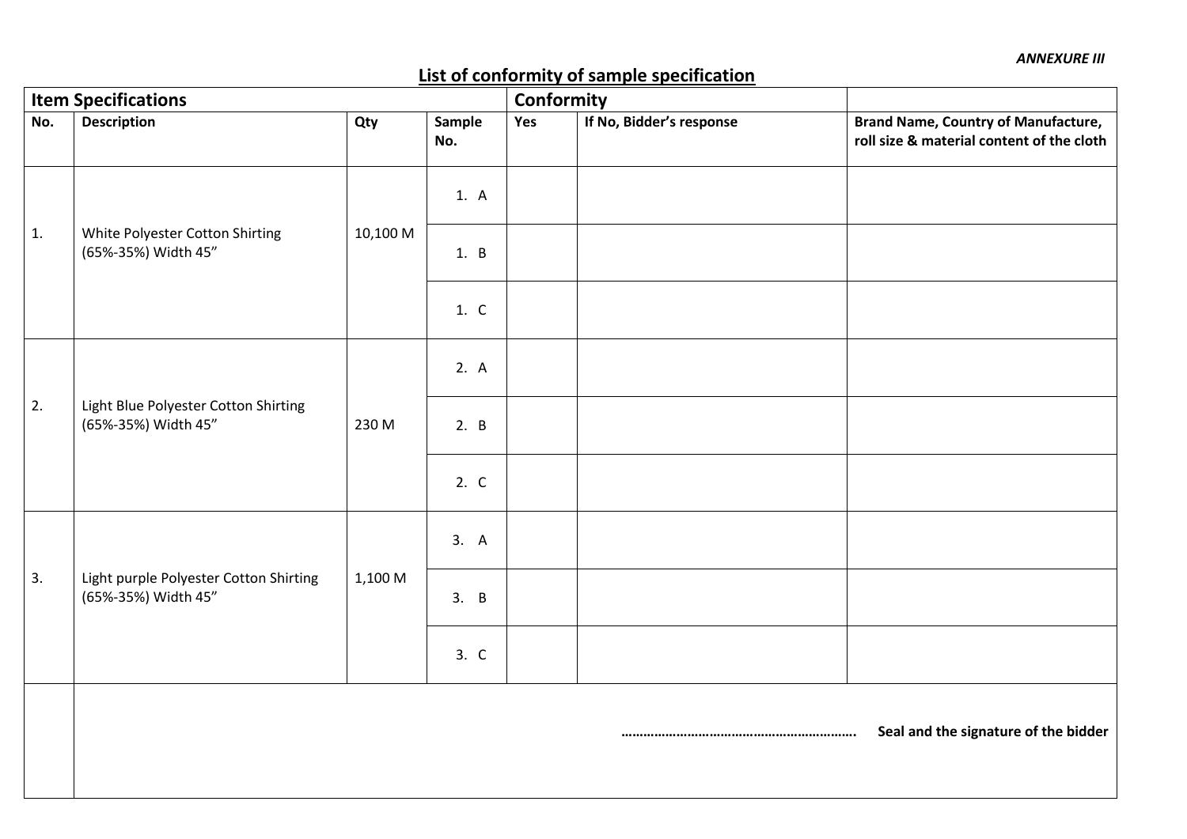*ANNEXURE III*

## List of conformity of sample specification

| Item Specifications | | | | Conformity | | |
|---|---|---|---|---|---|---|
| **No.** | **Description** | **Qty** | **Sample No.** | **Yes** | **If No, Bidder's response** | **Brand Name, Country of Manufacture, roll size & material content of the cloth** |
| 1. | White Polyester Cotton Shirting (65%-35%) Width 45" | 10,100 M | 1. A | | | |
| | | | 1. B | | | |
| | | | 1. C | | | |
| 2. | Light Blue Polyester Cotton Shirting (65%-35%) Width 45" | 230 M | 2. A | | | |
| | | | 2. B | | | |
| | | | 2. C | | | |
| 3. | Light purple Polyester Cotton Shirting (65%-35%) Width 45" | 1,100 M | 3. A | | | |
| | | | 3. B | | | |
| | | | 3. C | | | |

…………………………………………………….. **Seal and the signature of the bidder**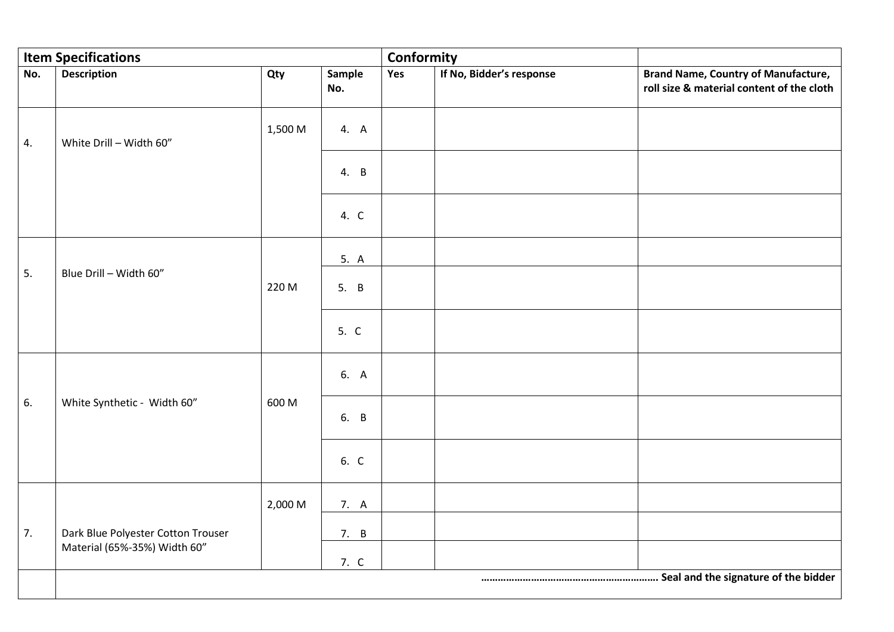| **Item Specifications** | | | | **Conformity** | | |
|---|---|---|---|---|---|---|
| **No.** | **Description** | **Qty** | **Sample No.** | **Yes** | **If No, Bidder's response** | **Brand Name, Country of Manufacture, roll size & material content of the cloth** |
| 4. | White Drill – Width 60" | 1,500 M | 4. A | | | |
| | | | 4. B | | | |
| | | | 4. C | | | |
| 5. | Blue Drill – Width 60" | 220 M | 5. A | | | |
| | | | 5. B | | | |
| | | | 5. C | | | |
| 6. | White Synthetic - Width 60" | 600 M | 6. A | | | |
| | | | 6. B | | | |
| | | | 6. C | | | |
| 7. | Dark Blue Polyester Cotton Trouser Material (65%-35%) Width 60" | 2,000 M | 7. A | | | |
| | | | 7. B | | | |
| | | | 7. C | | | |
| | ……………………………………………………… **Seal and the signature of the bidder** | | | | | |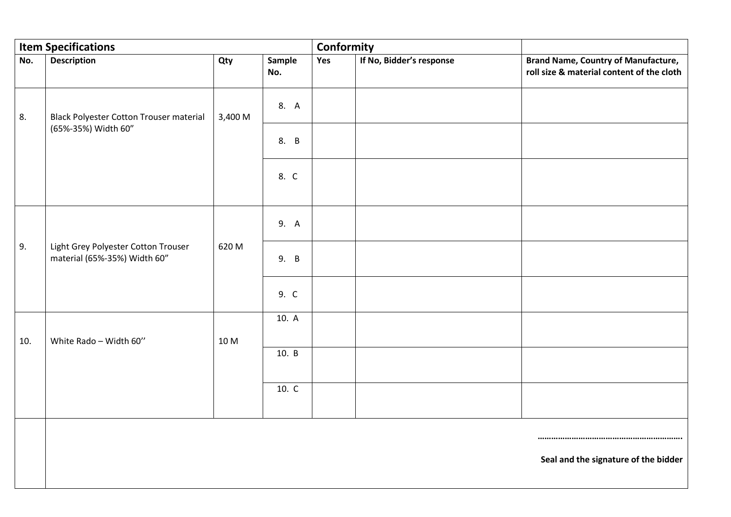| Item Specifications | | | | Conformity | | |
|---|---|---|---|---|---|---|
| **No.** | **Description** | **Qty** | **Sample No.** | **Yes** | **If No, Bidder's response** | **Brand Name, Country of Manufacture, roll size & material content of the cloth** |
| 8. | Black Polyester Cotton Trouser material (65%-35%) Width 60" | 3,400 M | 8. A | | | |
| | | | 8. B | | | |
| | | | 8. C | | | |
| 9. | Light Grey Polyester Cotton Trouser material (65%-35%) Width 60" | 620 M | 9. A | | | |
| | | | 9. B | | | |
| | | | 9. C | | | |
| 10. | White Rado – Width 60'' | 10 M | 10. A | | | |
| | | | 10. B | | | |
| | | | 10. C | | | |

…………………………………………………….

**Seal and the signature of the bidder**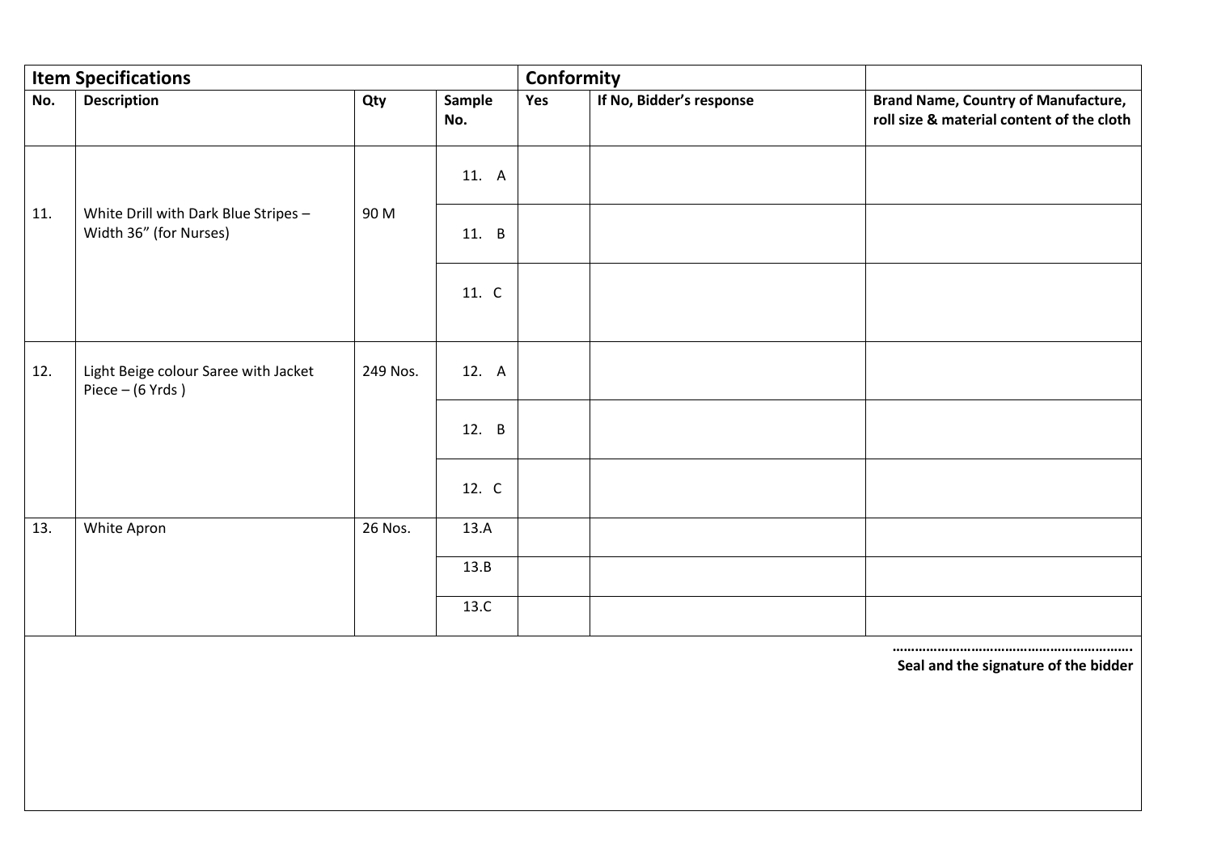| Item Specifications | | | | Conformity | | |
|---|---|---|---|---|---|---|
| **No.** | **Description** | **Qty** | **Sample No.** | **Yes** | **If No, Bidder's response** | **Brand Name, Country of Manufacture, roll size & material content of the cloth** |
| 11. | White Drill with Dark Blue Stripes – Width 36" (for Nurses) | 90 M | 11. A | | | |
| | | | 11. B | | | |
| | | | 11. C | | | |
| 12. | Light Beige colour Saree with Jacket Piece – (6 Yrds ) | 249 Nos. | 12. A | | | |
| | | | 12. B | | | |
| | | | 12. C | | | |
| 13. | White Apron | 26 Nos. | 13.A | | | |
| | | | 13.B | | | |
| | | | 13.C | | | |

……………………………………………………

**Seal and the signature of the bidder**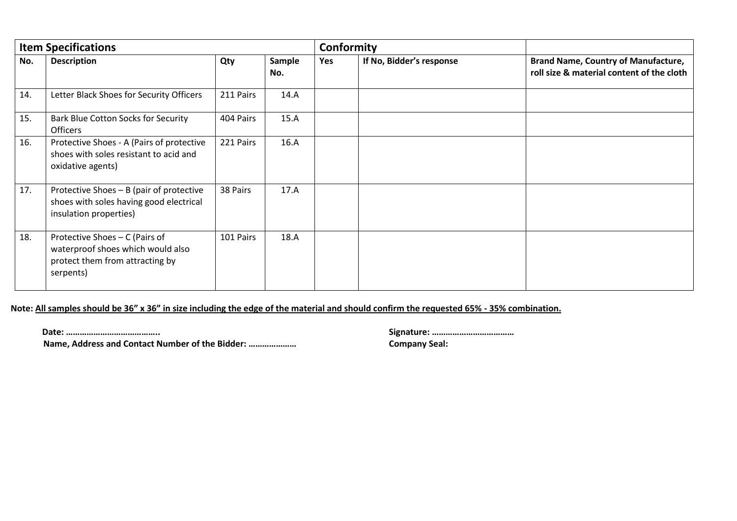| Item Specifications | | | | Conformity | | |
|---|---|---|---|---|---|---|
| **No.** | **Description** | **Qty** | **Sample No.** | **Yes** | **If No, Bidder's response** | **Brand Name, Country of Manufacture, roll size & material content of the cloth** |
| 14. | Letter Black Shoes for Security Officers | 211 Pairs | 14.A | | | |
| 15. | Bark Blue Cotton Socks for Security Officers | 404 Pairs | 15.A | | | |
| 16. | Protective Shoes - A (Pairs of protective shoes with soles resistant to acid and oxidative agents) | 221 Pairs | 16.A | | | |
| 17. | Protective Shoes – B (pair of protective shoes with soles having good electrical insulation properties) | 38 Pairs | 17.A | | | |
| 18. | Protective Shoes – C (Pairs of waterproof shoes which would also protect them from attracting by serpents) | 101 Pairs | 18.A | | | |

**Note: All samples should be 36" x 36" in size including the edge of the material and should confirm the requested 65% - 35% combination.**

**Date: …………………………………..**

**Name, Address and Contact Number of the Bidder: …………………**

**Signature: ………………………………**

**Company Seal:**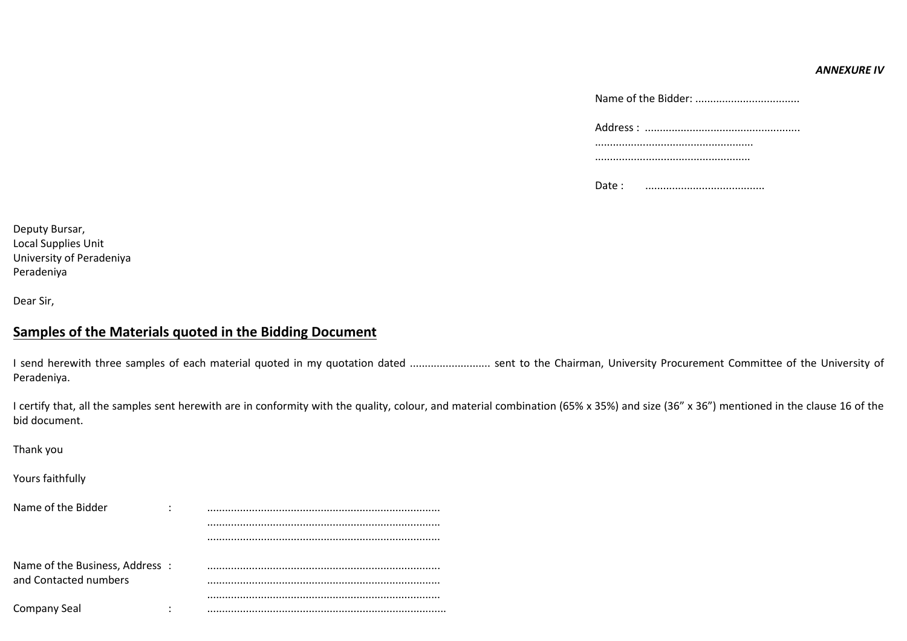***ANNEXURE IV***

Name of the Bidder: ..................................

Address : ...................................................
....................................................
...................................................

Date : ........................................

Deputy Bursar,
Local Supplies Unit
University of Peradeniya
Peradeniya

Dear Sir,

## **Samples of the Materials quoted in the Bidding Document**

I send herewith three samples of each material quoted in my quotation dated ........................... sent to the Chairman, University Procurement Committee of the University of Peradeniya.

I certify that, all the samples sent herewith are in conformity with the quality, colour, and material combination (65% x 35%) and size (36" x 36") mentioned in the clause 16 of the bid document.

Thank you

Yours faithfully

Name of the Bidder : .............................................................................
.............................................................................
.............................................................................

Name of the Business, Address and Contacted numbers : .............................................................................
.............................................................................
.............................................................................

Company Seal : ...............................................................................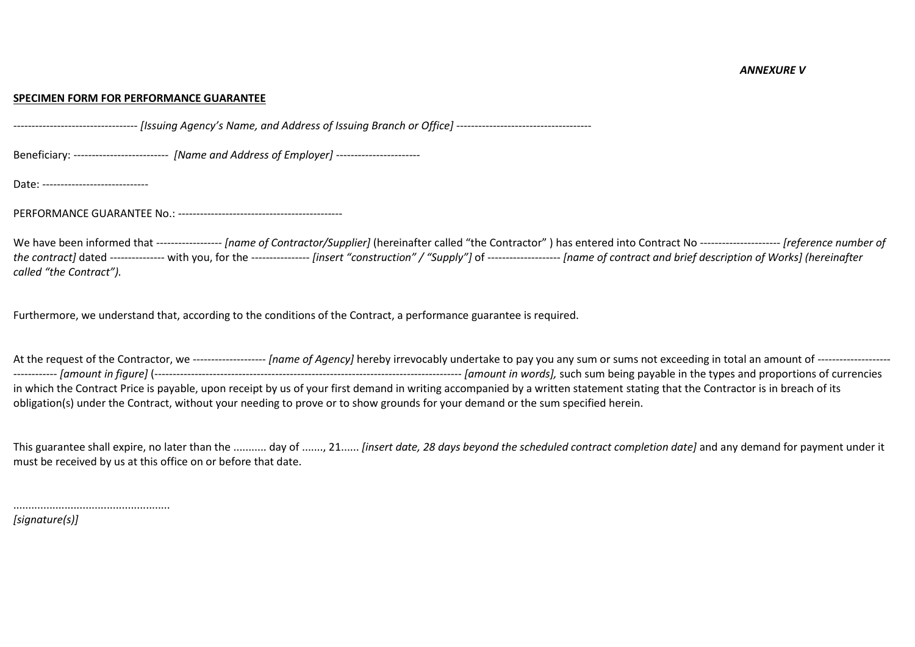*ANNEXURE V*

**SPECIMEN FORM FOR PERFORMANCE GUARANTEE**

---------------------------------- *[Issuing Agency's Name, and Address of Issuing Branch or Office]* -------------------------------------

Beneficiary: --------------------------  *[Name and Address of Employer]* -----------------------

Date: -----------------------------

PERFORMANCE GUARANTEE No.: ---------------------------------------------

We have been informed that ------------------ *[name of Contractor/Supplier]* (hereinafter called "the Contractor" ) has entered into Contract No ---------------------- *[reference number of the contract]* dated --------------- with you, for the ---------------- *[insert "construction" / "Supply"]* of -------------------- *[name of contract and brief description of Works] (hereinafter called "the Contract").*

Furthermore, we understand that, according to the conditions of the Contract, a performance guarantee is required.

At the request of the Contractor, we -------------------- *[name of Agency]* hereby irrevocably undertake to pay you any sum or sums not exceeding in total an amount of -------------------------------- *[amount in figure]* (------------------------------------------------------------------------------------- *[amount in words],* such sum being payable in the types and proportions of currencies in which the Contract Price is payable, upon receipt by us of your first demand in writing accompanied by a written statement stating that the Contractor is in breach of its obligation(s) under the Contract, without your needing to prove or to show grounds for your demand or the sum specified herein.

This guarantee shall expire, no later than the ........... day of ......., 21...... *[insert date, 28 days beyond the scheduled contract completion date]* and any demand for payment under it must be received by us at this office on or before that date.

...................................................
*[signature(s)]*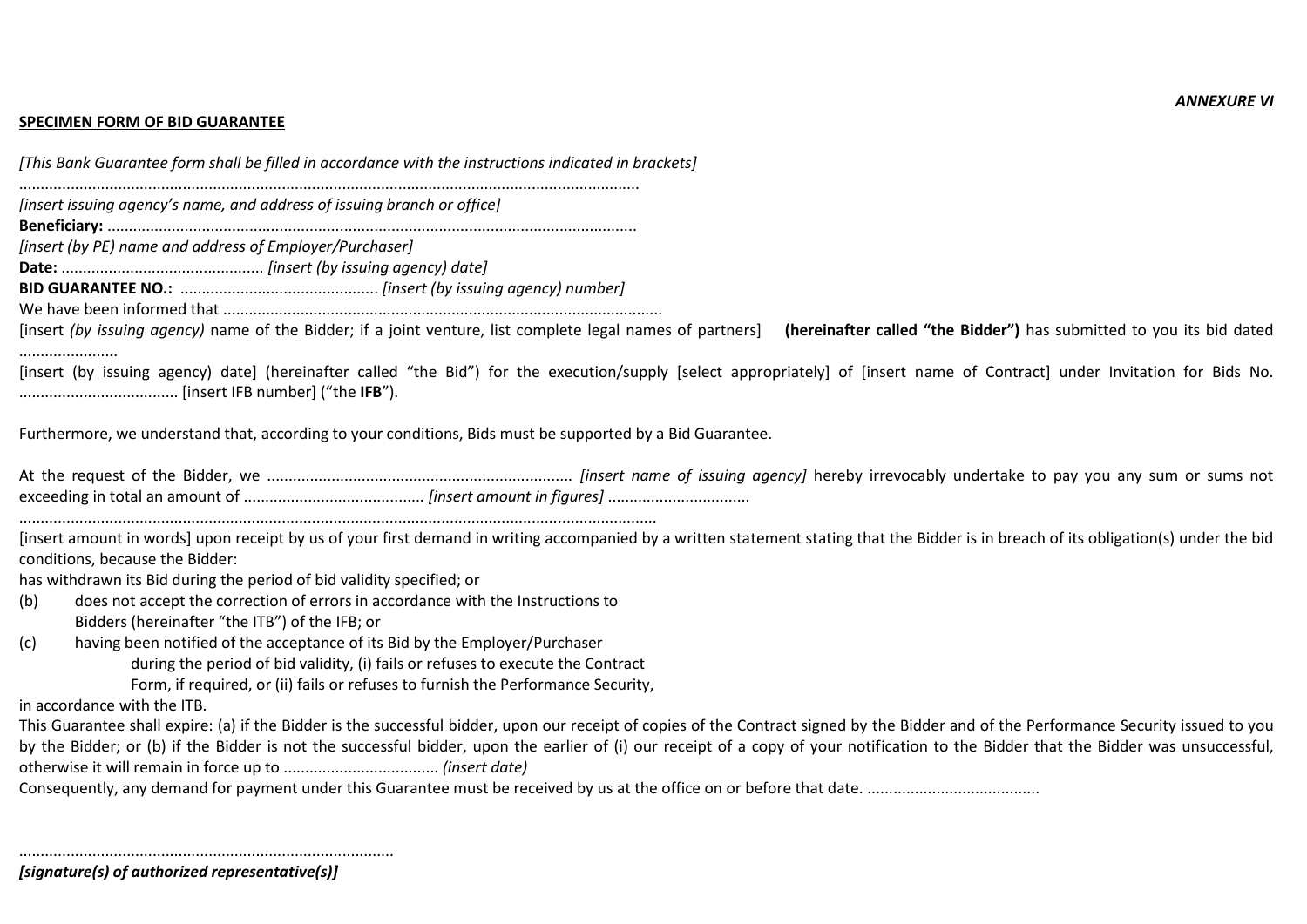*ANNEXURE VI*

**SPECIMEN FORM OF BID GUARANTEE**

*[This Bank Guarantee form shall be filled in accordance with the instructions indicated in brackets]*

..............................................................................................................................................

*[insert issuing agency's name, and address of issuing branch or office]*

**Beneficiary:** ..........................................................................................................................

*[insert (by PE) name and address of Employer/Purchaser]*

**Date:** .............................................. *[insert (by issuing agency) date]*

**BID GUARANTEE NO.:** ............................................. *[insert (by issuing agency) number]*

We have been informed that .....................................................................................................

[insert *(by issuing agency)* name of the Bidder; if a joint venture, list complete legal names of partners] **(hereinafter called "the Bidder")** has submitted to you its bid dated .......................

[insert (by issuing agency) date] (hereinafter called "the Bid") for the execution/supply [select appropriately] of [insert name of Contract] under Invitation for Bids No. .................................... [insert IFB number] ("the **IFB**").

Furthermore, we understand that, according to your conditions, Bids must be supported by a Bid Guarantee.

At the request of the Bidder, we ...................................................................... *[insert name of issuing agency]* hereby irrevocably undertake to pay you any sum or sums not exceeding in total an amount of .......................................... *[insert amount in figures]* ................................

..................................................................................................................................................

[insert amount in words] upon receipt by us of your first demand in writing accompanied by a written statement stating that the Bidder is in breach of its obligation(s) under the bid conditions, because the Bidder:

has withdrawn its Bid during the period of bid validity specified; or

(b) does not accept the correction of errors in accordance with the Instructions to Bidders (hereinafter "the ITB") of the IFB; or

(c) having been notified of the acceptance of its Bid by the Employer/Purchaser during the period of bid validity, (i) fails or refuses to execute the Contract Form, if required, or (ii) fails or refuses to furnish the Performance Security,

in accordance with the ITB.

This Guarantee shall expire: (a) if the Bidder is the successful bidder, upon our receipt of copies of the Contract signed by the Bidder and of the Performance Security issued to you by the Bidder; or (b) if the Bidder is not the successful bidder, upon the earlier of (i) our receipt of a copy of your notification to the Bidder that the Bidder was unsuccessful, otherwise it will remain in force up to ................................... *(insert date)*

Consequently, any demand for payment under this Guarantee must be received by us at the office on or before that date. ........................................

......................................................................................

***[signature(s) of authorized representative(s)]***